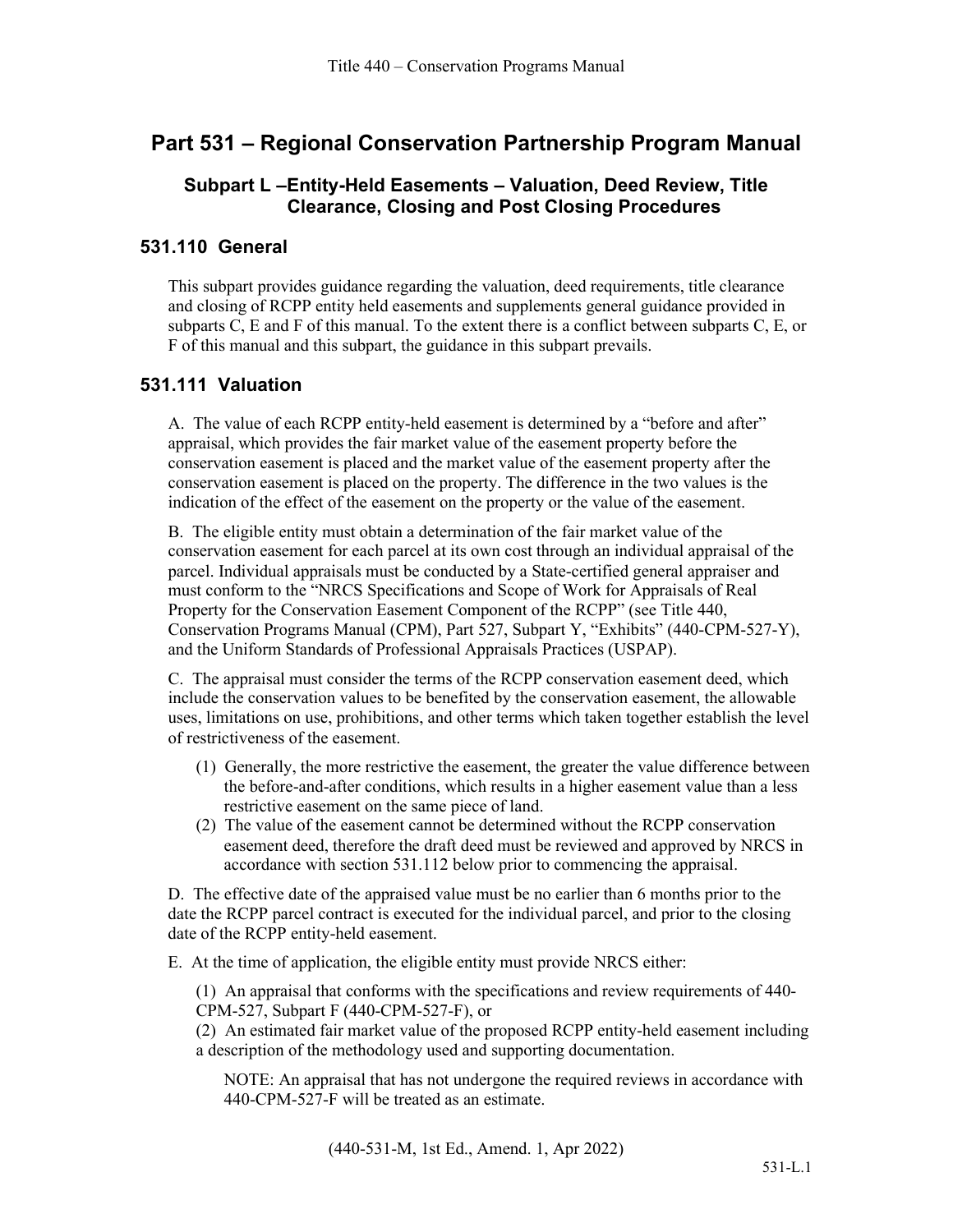# Part 531 – Regional Conservation Partnership Program Manual

## Subpart L –Entity-Held Easements – Valuation, Deed Review, Title Clearance, Closing and Post Closing Procedures

### 531.110 General

This subpart provides guidance regarding the valuation, deed requirements, title clearance and closing of RCPP entity held easements and supplements general guidance provided in subparts C, E and F of this manual. To the extent there is a conflict between subparts C, E, or F of this manual and this subpart, the guidance in this subpart prevails.

### 531.111 Valuation

A. The value of each RCPP entity-held easement is determined by a "before and after" appraisal, which provides the fair market value of the easement property before the conservation easement is placed and the market value of the easement property after the conservation easement is placed on the property. The difference in the two values is the indication of the effect of the easement on the property or the value of the easement.

B. The eligible entity must obtain a determination of the fair market value of the conservation easement for each parcel at its own cost through an individual appraisal of the parcel. Individual appraisals must be conducted by a State-certified general appraiser and must conform to the "NRCS Specifications and Scope of Work for Appraisals of Real Property for the Conservation Easement Component of the RCPP" (see Title 440, Conservation Programs Manual (CPM), Part 527, Subpart Y, "Exhibits" (440-CPM-527-Y), and the Uniform Standards of Professional Appraisals Practices (USPAP).

C. The appraisal must consider the terms of the RCPP conservation easement deed, which include the conservation values to be benefited by the conservation easement, the allowable uses, limitations on use, prohibitions, and other terms which taken together establish the level of restrictiveness of the easement.

(1) Generally, the more restrictive the easement, the greater the value difference between the before-and-after conditions, which results in a higher easement value than a less restrictive easement on the same piece of land.

(2) The value of the easement cannot be determined without the RCPP conservation easement deed, therefore the draft deed must be reviewed and approved by NRCS in accordance with section 531.112 below prior to commencing the appraisal.

D. The effective date of the appraised value must be no earlier than 6 months prior to the date the RCPP parcel contract is executed for the individual parcel, and prior to the closing date of the RCPP entity-held easement.

E. At the time of application, the eligible entity must provide NRCS either:

(1) An appraisal that conforms with the specifications and review requirements of 440-CPM-527, Subpart F (440-CPM-527-F), or

(2) An estimated fair market value of the proposed RCPP entity-held easement including a description of the methodology used and supporting documentation.

NOTE: An appraisal that has not undergone the required reviews in accordance with 440-CPM-527-F will be treated as an estimate.

(440-531-M, 1st Ed., Amend. 1, Apr 2022)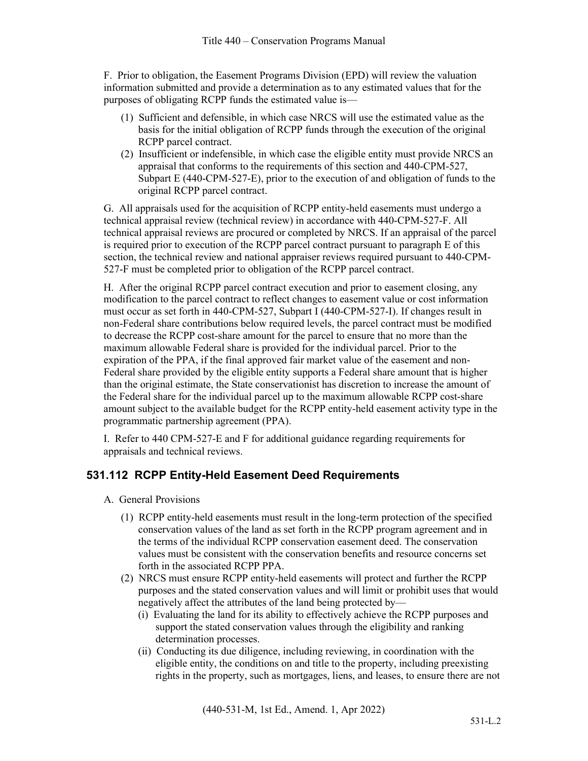F. Prior to obligation, the Easement Programs Division (EPD) will review the valuation information submitted and provide a determination as to any estimated values that for the purposes of obligating RCPP funds the estimated value is—

(1) Sufficient and defensible, in which case NRCS will use the estimated value as the basis for the initial obligation of RCPP funds through the execution of the original RCPP parcel contract.

(2) Insufficient or indefensible, in which case the eligible entity must provide NRCS an appraisal that conforms to the requirements of this section and 440-CPM-527, Subpart E (440-CPM-527-E), prior to the execution of and obligation of funds to the original RCPP parcel contract.

G. All appraisals used for the acquisition of RCPP entity-held easements must undergo a technical appraisal review (technical review) in accordance with 440-CPM-527-F. All technical appraisal reviews are procured or completed by NRCS. If an appraisal of the parcel is required prior to execution of the RCPP parcel contract pursuant to paragraph E of this section, the technical review and national appraiser reviews required pursuant to 440-CPM-527-F must be completed prior to obligation of the RCPP parcel contract.

H. After the original RCPP parcel contract execution and prior to easement closing, any modification to the parcel contract to reflect changes to easement value or cost information must occur as set forth in 440-CPM-527, Subpart I (440-CPM-527-I). If changes result in non-Federal share contributions below required levels, the parcel contract must be modified to decrease the RCPP cost-share amount for the parcel to ensure that no more than the maximum allowable Federal share is provided for the individual parcel. Prior to the expiration of the PPA, if the final approved fair market value of the easement and non-Federal share provided by the eligible entity supports a Federal share amount that is higher than the original estimate, the State conservationist has discretion to increase the amount of the Federal share for the individual parcel up to the maximum allowable RCPP cost-share amount subject to the available budget for the RCPP entity-held easement activity type in the programmatic partnership agreement (PPA).

I. Refer to 440 CPM-527-E and F for additional guidance regarding requirements for appraisals and technical reviews.

## 531.112 RCPP Entity-Held Easement Deed Requirements

A. General Provisions

(1) RCPP entity-held easements must result in the long-term protection of the specified conservation values of the land as set forth in the RCPP program agreement and in the terms of the individual RCPP conservation easement deed. The conservation values must be consistent with the conservation benefits and resource concerns set forth in the associated RCPP PPA.

(2) NRCS must ensure RCPP entity-held easements will protect and further the RCPP purposes and the stated conservation values and will limit or prohibit uses that would negatively affect the attributes of the land being protected by—

(i) Evaluating the land for its ability to effectively achieve the RCPP purposes and support the stated conservation values through the eligibility and ranking determination processes.

(ii) Conducting its due diligence, including reviewing, in coordination with the eligible entity, the conditions on and title to the property, including preexisting rights in the property, such as mortgages, liens, and leases, to ensure there are not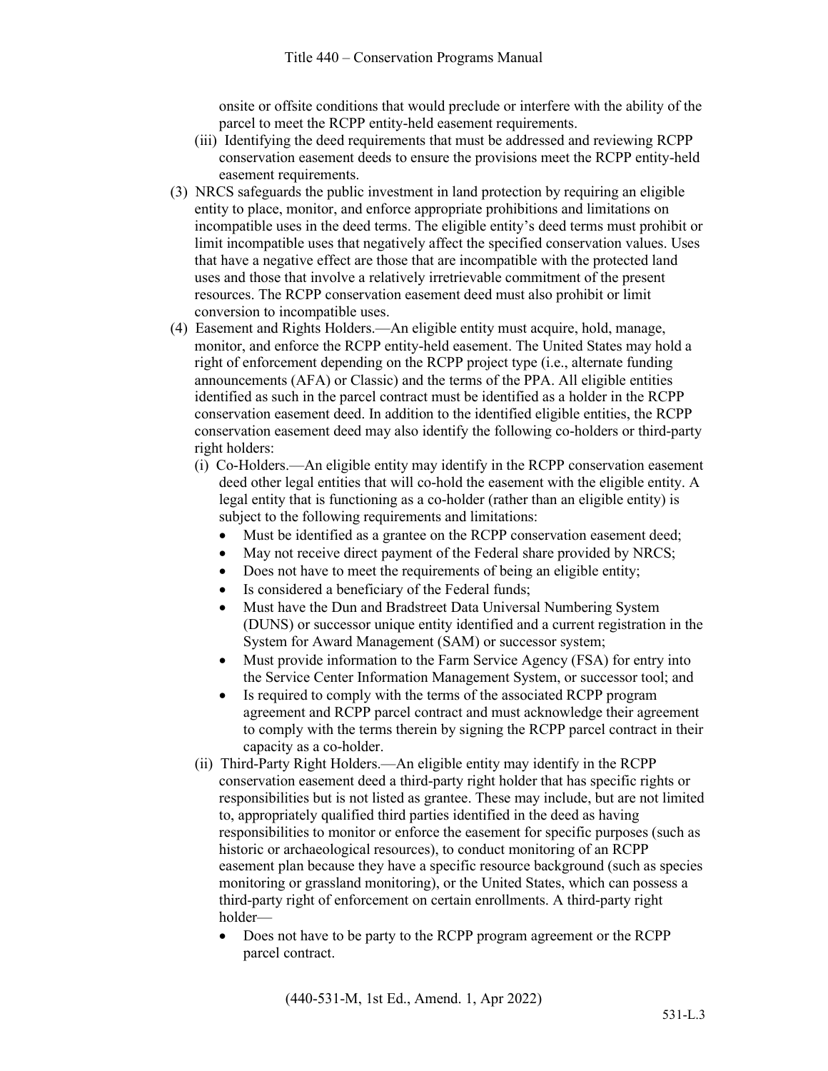onsite or offsite conditions that would preclude or interfere with the ability of the parcel to meet the RCPP entity-held easement requirements.

(iii) Identifying the deed requirements that must be addressed and reviewing RCPP conservation easement deeds to ensure the provisions meet the RCPP entity-held easement requirements.

(3) NRCS safeguards the public investment in land protection by requiring an eligible entity to place, monitor, and enforce appropriate prohibitions and limitations on incompatible uses in the deed terms. The eligible entity's deed terms must prohibit or limit incompatible uses that negatively affect the specified conservation values. Uses that have a negative effect are those that are incompatible with the protected land uses and those that involve a relatively irretrievable commitment of the present resources. The RCPP conservation easement deed must also prohibit or limit conversion to incompatible uses.

(4) Easement and Rights Holders.—An eligible entity must acquire, hold, manage, monitor, and enforce the RCPP entity-held easement. The United States may hold a right of enforcement depending on the RCPP project type (i.e., alternate funding announcements (AFA) or Classic) and the terms of the PPA. All eligible entities identified as such in the parcel contract must be identified as a holder in the RCPP conservation easement deed. In addition to the identified eligible entities, the RCPP conservation easement deed may also identify the following co-holders or third-party right holders:

(i) Co-Holders.—An eligible entity may identify in the RCPP conservation easement deed other legal entities that will co-hold the easement with the eligible entity. A legal entity that is functioning as a co-holder (rather than an eligible entity) is subject to the following requirements and limitations:

- Must be identified as a grantee on the RCPP conservation easement deed;
- May not receive direct payment of the Federal share provided by NRCS;
- Does not have to meet the requirements of being an eligible entity;
- Is considered a beneficiary of the Federal funds;
- Must have the Dun and Bradstreet Data Universal Numbering System (DUNS) or successor unique entity identified and a current registration in the System for Award Management (SAM) or successor system;
- Must provide information to the Farm Service Agency (FSA) for entry into the Service Center Information Management System, or successor tool; and
- Is required to comply with the terms of the associated RCPP program agreement and RCPP parcel contract and must acknowledge their agreement to comply with the terms therein by signing the RCPP parcel contract in their capacity as a co-holder.

(ii) Third-Party Right Holders.—An eligible entity may identify in the RCPP conservation easement deed a third-party right holder that has specific rights or responsibilities but is not listed as grantee. These may include, but are not limited to, appropriately qualified third parties identified in the deed as having responsibilities to monitor or enforce the easement for specific purposes (such as historic or archaeological resources), to conduct monitoring of an RCPP easement plan because they have a specific resource background (such as species monitoring or grassland monitoring), or the United States, which can possess a third-party right of enforcement on certain enrollments. A third-party right holder—

- Does not have to be party to the RCPP program agreement or the RCPP parcel contract.

(440-531-M, 1st Ed., Amend. 1, Apr 2022)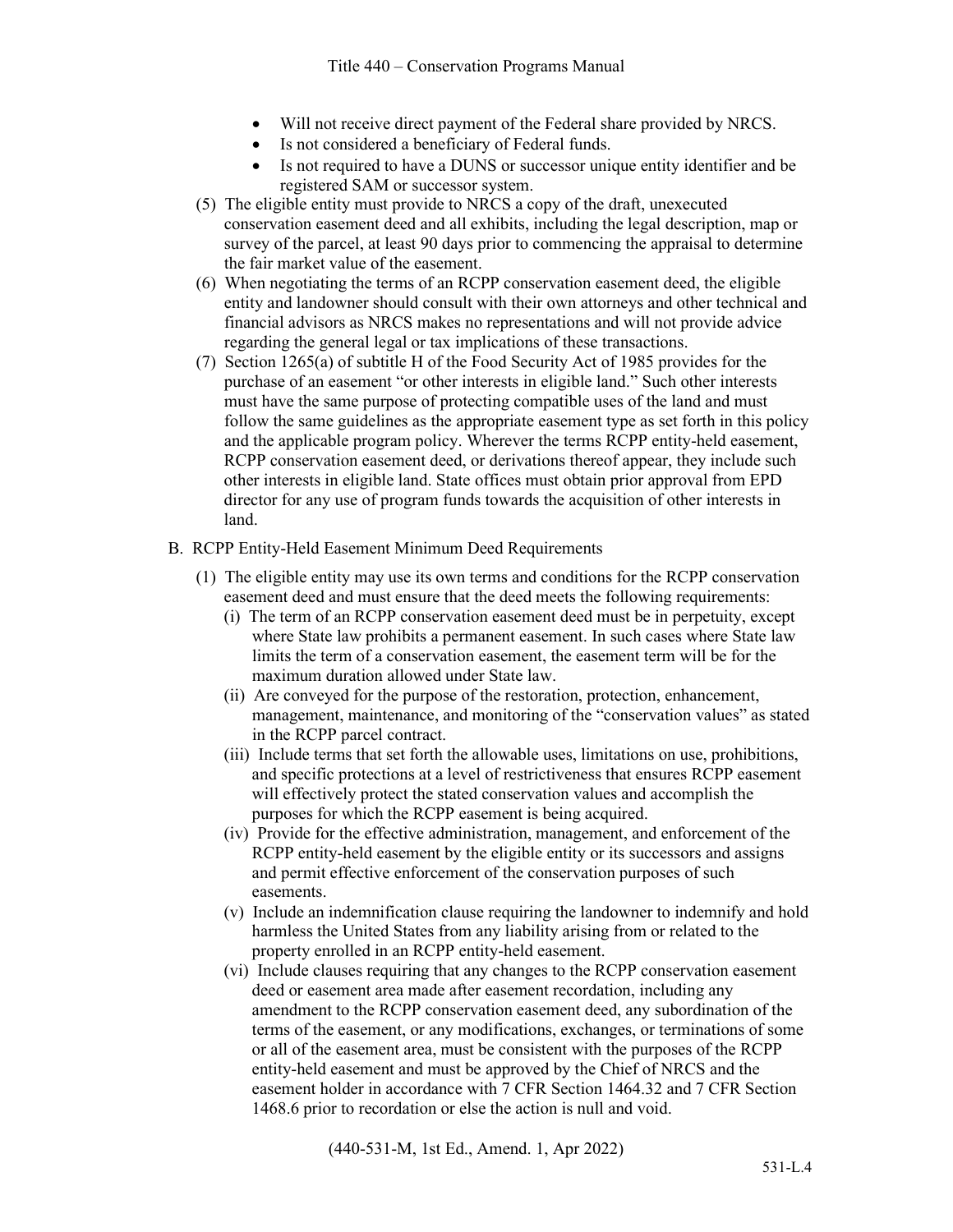- Will not receive direct payment of the Federal share provided by NRCS.
- Is not considered a beneficiary of Federal funds.
- Is not required to have a DUNS or successor unique entity identifier and be registered SAM or successor system.

(5) The eligible entity must provide to NRCS a copy of the draft, unexecuted conservation easement deed and all exhibits, including the legal description, map or survey of the parcel, at least 90 days prior to commencing the appraisal to determine the fair market value of the easement.

(6) When negotiating the terms of an RCPP conservation easement deed, the eligible entity and landowner should consult with their own attorneys and other technical and financial advisors as NRCS makes no representations and will not provide advice regarding the general legal or tax implications of these transactions.

(7) Section 1265(a) of subtitle H of the Food Security Act of 1985 provides for the purchase of an easement "or other interests in eligible land." Such other interests must have the same purpose of protecting compatible uses of the land and must follow the same guidelines as the appropriate easement type as set forth in this policy and the applicable program policy. Wherever the terms RCPP entity-held easement, RCPP conservation easement deed, or derivations thereof appear, they include such other interests in eligible land. State offices must obtain prior approval from EPD director for any use of program funds towards the acquisition of other interests in land.

B. RCPP Entity-Held Easement Minimum Deed Requirements

(1) The eligible entity may use its own terms and conditions for the RCPP conservation easement deed and must ensure that the deed meets the following requirements:

(i) The term of an RCPP conservation easement deed must be in perpetuity, except where State law prohibits a permanent easement. In such cases where State law limits the term of a conservation easement, the easement term will be for the maximum duration allowed under State law.

(ii) Are conveyed for the purpose of the restoration, protection, enhancement, management, maintenance, and monitoring of the "conservation values" as stated in the RCPP parcel contract.

(iii) Include terms that set forth the allowable uses, limitations on use, prohibitions, and specific protections at a level of restrictiveness that ensures RCPP easement will effectively protect the stated conservation values and accomplish the purposes for which the RCPP easement is being acquired.

(iv) Provide for the effective administration, management, and enforcement of the RCPP entity-held easement by the eligible entity or its successors and assigns and permit effective enforcement of the conservation purposes of such easements.

(v) Include an indemnification clause requiring the landowner to indemnify and hold harmless the United States from any liability arising from or related to the property enrolled in an RCPP entity-held easement.

(vi) Include clauses requiring that any changes to the RCPP conservation easement deed or easement area made after easement recordation, including any amendment to the RCPP conservation easement deed, any subordination of the terms of the easement, or any modifications, exchanges, or terminations of some or all of the easement area, must be consistent with the purposes of the RCPP entity-held easement and must be approved by the Chief of NRCS and the easement holder in accordance with 7 CFR Section 1464.32 and 7 CFR Section 1468.6 prior to recordation or else the action is null and void.

(440-531-M, 1st Ed., Amend. 1, Apr 2022)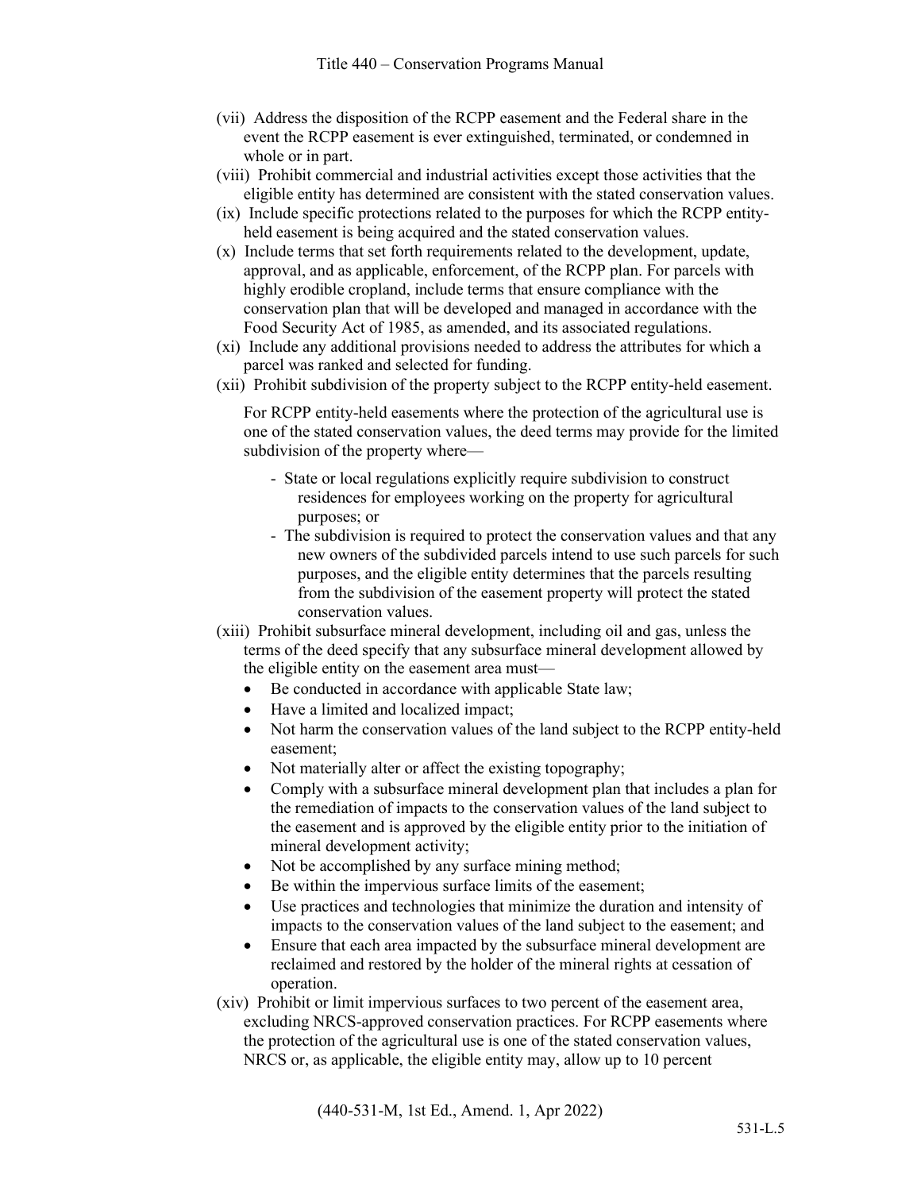(vii) Address the disposition of the RCPP easement and the Federal share in the event the RCPP easement is ever extinguished, terminated, or condemned in whole or in part.

(viii) Prohibit commercial and industrial activities except those activities that the eligible entity has determined are consistent with the stated conservation values.

(ix) Include specific protections related to the purposes for which the RCPP entity-held easement is being acquired and the stated conservation values.

(x) Include terms that set forth requirements related to the development, update, approval, and as applicable, enforcement, of the RCPP plan. For parcels with highly erodible cropland, include terms that ensure compliance with the conservation plan that will be developed and managed in accordance with the Food Security Act of 1985, as amended, and its associated regulations.

(xi) Include any additional provisions needed to address the attributes for which a parcel was ranked and selected for funding.

(xii) Prohibit subdivision of the property subject to the RCPP entity-held easement.

For RCPP entity-held easements where the protection of the agricultural use is one of the stated conservation values, the deed terms may provide for the limited subdivision of the property where—

- State or local regulations explicitly require subdivision to construct residences for employees working on the property for agricultural purposes; or
- The subdivision is required to protect the conservation values and that any new owners of the subdivided parcels intend to use such parcels for such purposes, and the eligible entity determines that the parcels resulting from the subdivision of the easement property will protect the stated conservation values.

(xiii) Prohibit subsurface mineral development, including oil and gas, unless the terms of the deed specify that any subsurface mineral development allowed by the eligible entity on the easement area must—

- Be conducted in accordance with applicable State law;
- Have a limited and localized impact;
- Not harm the conservation values of the land subject to the RCPP entity-held easement;
- Not materially alter or affect the existing topography;
- Comply with a subsurface mineral development plan that includes a plan for the remediation of impacts to the conservation values of the land subject to the easement and is approved by the eligible entity prior to the initiation of mineral development activity;
- Not be accomplished by any surface mining method;
- Be within the impervious surface limits of the easement;
- Use practices and technologies that minimize the duration and intensity of impacts to the conservation values of the land subject to the easement; and
- Ensure that each area impacted by the subsurface mineral development are reclaimed and restored by the holder of the mineral rights at cessation of operation.

(xiv) Prohibit or limit impervious surfaces to two percent of the easement area, excluding NRCS-approved conservation practices. For RCPP easements where the protection of the agricultural use is one of the stated conservation values, NRCS or, as applicable, the eligible entity may, allow up to 10 percent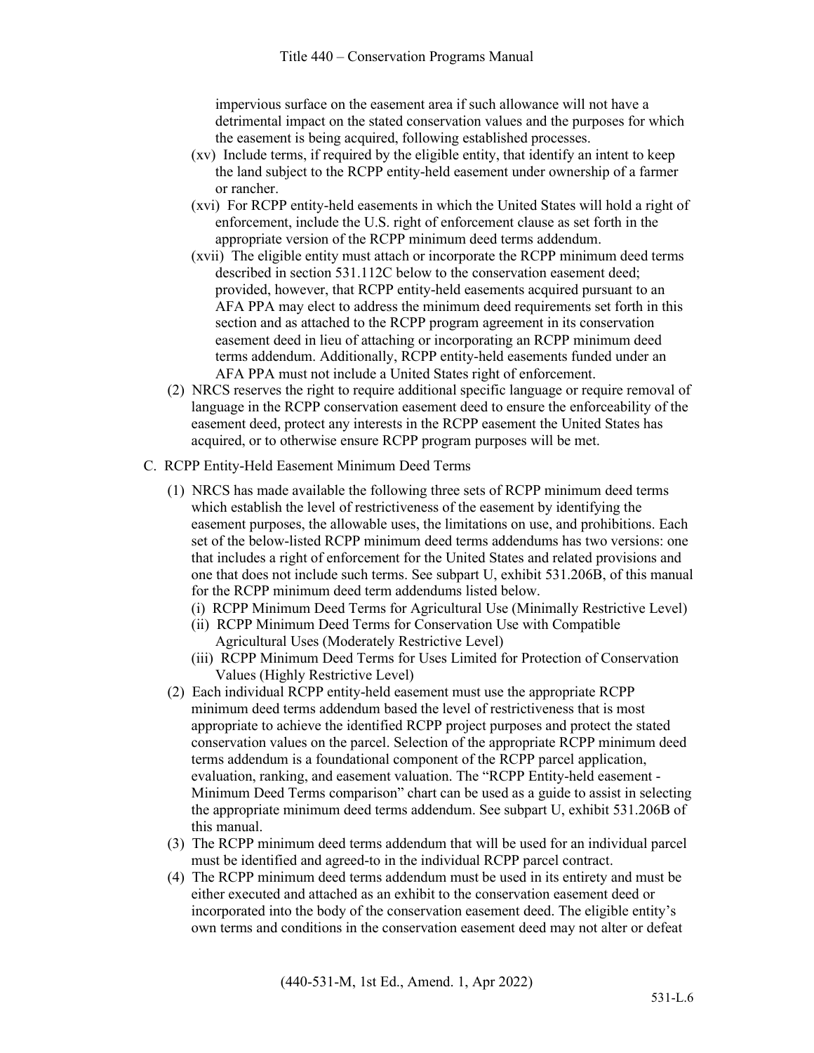impervious surface on the easement area if such allowance will not have a detrimental impact on the stated conservation values and the purposes for which the easement is being acquired, following established processes.

(xv) Include terms, if required by the eligible entity, that identify an intent to keep the land subject to the RCPP entity-held easement under ownership of a farmer or rancher.

(xvi) For RCPP entity-held easements in which the United States will hold a right of enforcement, include the U.S. right of enforcement clause as set forth in the appropriate version of the RCPP minimum deed terms addendum.

(xvii) The eligible entity must attach or incorporate the RCPP minimum deed terms described in section 531.112C below to the conservation easement deed; provided, however, that RCPP entity-held easements acquired pursuant to an AFA PPA may elect to address the minimum deed requirements set forth in this section and as attached to the RCPP program agreement in its conservation easement deed in lieu of attaching or incorporating an RCPP minimum deed terms addendum. Additionally, RCPP entity-held easements funded under an AFA PPA must not include a United States right of enforcement.

(2) NRCS reserves the right to require additional specific language or require removal of language in the RCPP conservation easement deed to ensure the enforceability of the easement deed, protect any interests in the RCPP easement the United States has acquired, or to otherwise ensure RCPP program purposes will be met.

C. RCPP Entity-Held Easement Minimum Deed Terms

(1) NRCS has made available the following three sets of RCPP minimum deed terms which establish the level of restrictiveness of the easement by identifying the easement purposes, the allowable uses, the limitations on use, and prohibitions. Each set of the below-listed RCPP minimum deed terms addendums has two versions: one that includes a right of enforcement for the United States and related provisions and one that does not include such terms. See subpart U, exhibit 531.206B, of this manual for the RCPP minimum deed term addendums listed below.

(i) RCPP Minimum Deed Terms for Agricultural Use (Minimally Restrictive Level)

(ii) RCPP Minimum Deed Terms for Conservation Use with Compatible Agricultural Uses (Moderately Restrictive Level)

(iii) RCPP Minimum Deed Terms for Uses Limited for Protection of Conservation Values (Highly Restrictive Level)

(2) Each individual RCPP entity-held easement must use the appropriate RCPP minimum deed terms addendum based the level of restrictiveness that is most appropriate to achieve the identified RCPP project purposes and protect the stated conservation values on the parcel. Selection of the appropriate RCPP minimum deed terms addendum is a foundational component of the RCPP parcel application, evaluation, ranking, and easement valuation. The "RCPP Entity-held easement - Minimum Deed Terms comparison" chart can be used as a guide to assist in selecting the appropriate minimum deed terms addendum. See subpart U, exhibit 531.206B of this manual.

(3) The RCPP minimum deed terms addendum that will be used for an individual parcel must be identified and agreed-to in the individual RCPP parcel contract.

(4) The RCPP minimum deed terms addendum must be used in its entirety and must be either executed and attached as an exhibit to the conservation easement deed or incorporated into the body of the conservation easement deed. The eligible entity's own terms and conditions in the conservation easement deed may not alter or defeat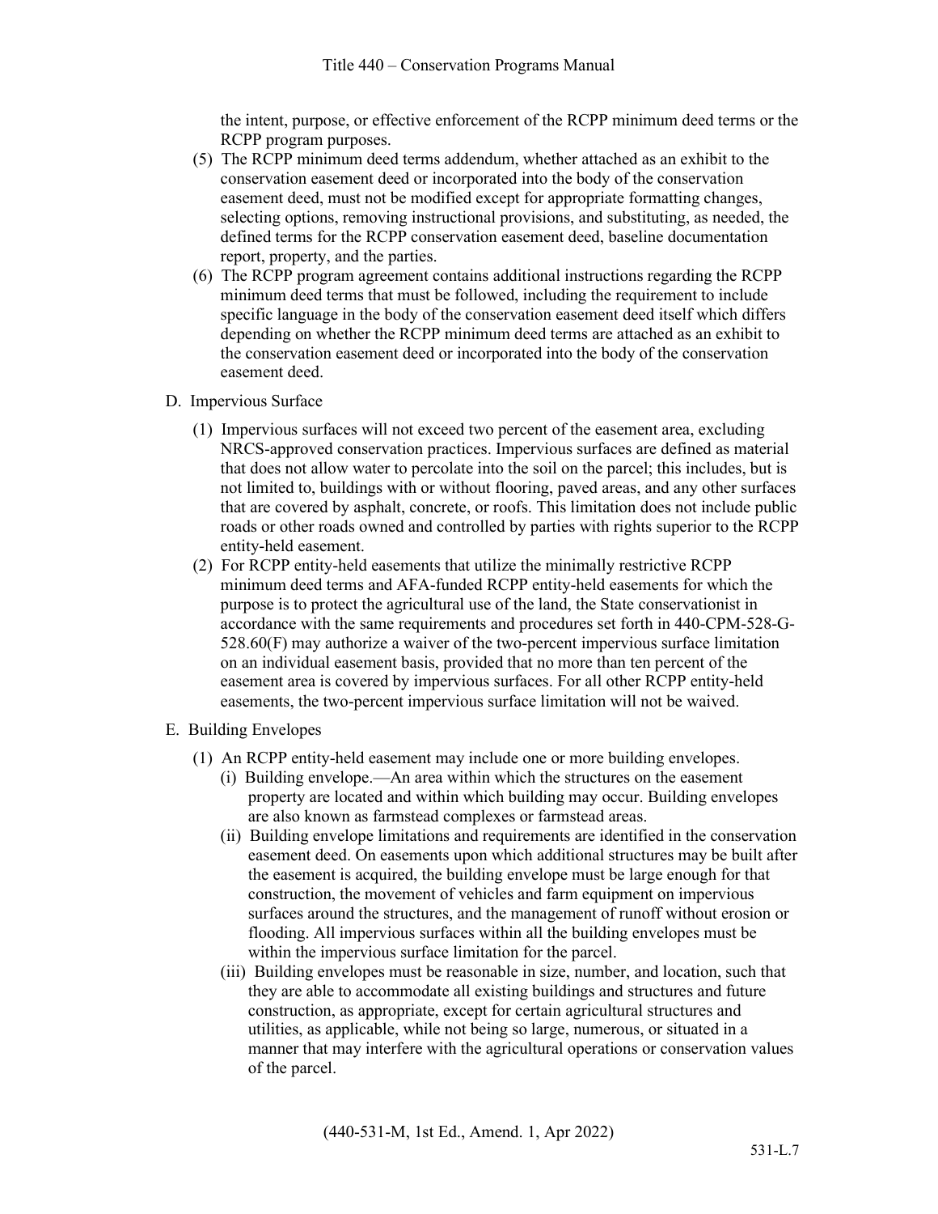the intent, purpose, or effective enforcement of the RCPP minimum deed terms or the RCPP program purposes.

(5) The RCPP minimum deed terms addendum, whether attached as an exhibit to the conservation easement deed or incorporated into the body of the conservation easement deed, must not be modified except for appropriate formatting changes, selecting options, removing instructional provisions, and substituting, as needed, the defined terms for the RCPP conservation easement deed, baseline documentation report, property, and the parties.

(6) The RCPP program agreement contains additional instructions regarding the RCPP minimum deed terms that must be followed, including the requirement to include specific language in the body of the conservation easement deed itself which differs depending on whether the RCPP minimum deed terms are attached as an exhibit to the conservation easement deed or incorporated into the body of the conservation easement deed.

D. Impervious Surface

(1) Impervious surfaces will not exceed two percent of the easement area, excluding NRCS-approved conservation practices. Impervious surfaces are defined as material that does not allow water to percolate into the soil on the parcel; this includes, but is not limited to, buildings with or without flooring, paved areas, and any other surfaces that are covered by asphalt, concrete, or roofs. This limitation does not include public roads or other roads owned and controlled by parties with rights superior to the RCPP entity-held easement.

(2) For RCPP entity-held easements that utilize the minimally restrictive RCPP minimum deed terms and AFA-funded RCPP entity-held easements for which the purpose is to protect the agricultural use of the land, the State conservationist in accordance with the same requirements and procedures set forth in 440-CPM-528-G-528.60(F) may authorize a waiver of the two-percent impervious surface limitation on an individual easement basis, provided that no more than ten percent of the easement area is covered by impervious surfaces. For all other RCPP entity-held easements, the two-percent impervious surface limitation will not be waived.

E. Building Envelopes

(1) An RCPP entity-held easement may include one or more building envelopes.

(i) Building envelope.—An area within which the structures on the easement property are located and within which building may occur. Building envelopes are also known as farmstead complexes or farmstead areas.

(ii) Building envelope limitations and requirements are identified in the conservation easement deed. On easements upon which additional structures may be built after the easement is acquired, the building envelope must be large enough for that construction, the movement of vehicles and farm equipment on impervious surfaces around the structures, and the management of runoff without erosion or flooding. All impervious surfaces within all the building envelopes must be within the impervious surface limitation for the parcel.

(iii) Building envelopes must be reasonable in size, number, and location, such that they are able to accommodate all existing buildings and structures and future construction, as appropriate, except for certain agricultural structures and utilities, as applicable, while not being so large, numerous, or situated in a manner that may interfere with the agricultural operations or conservation values of the parcel.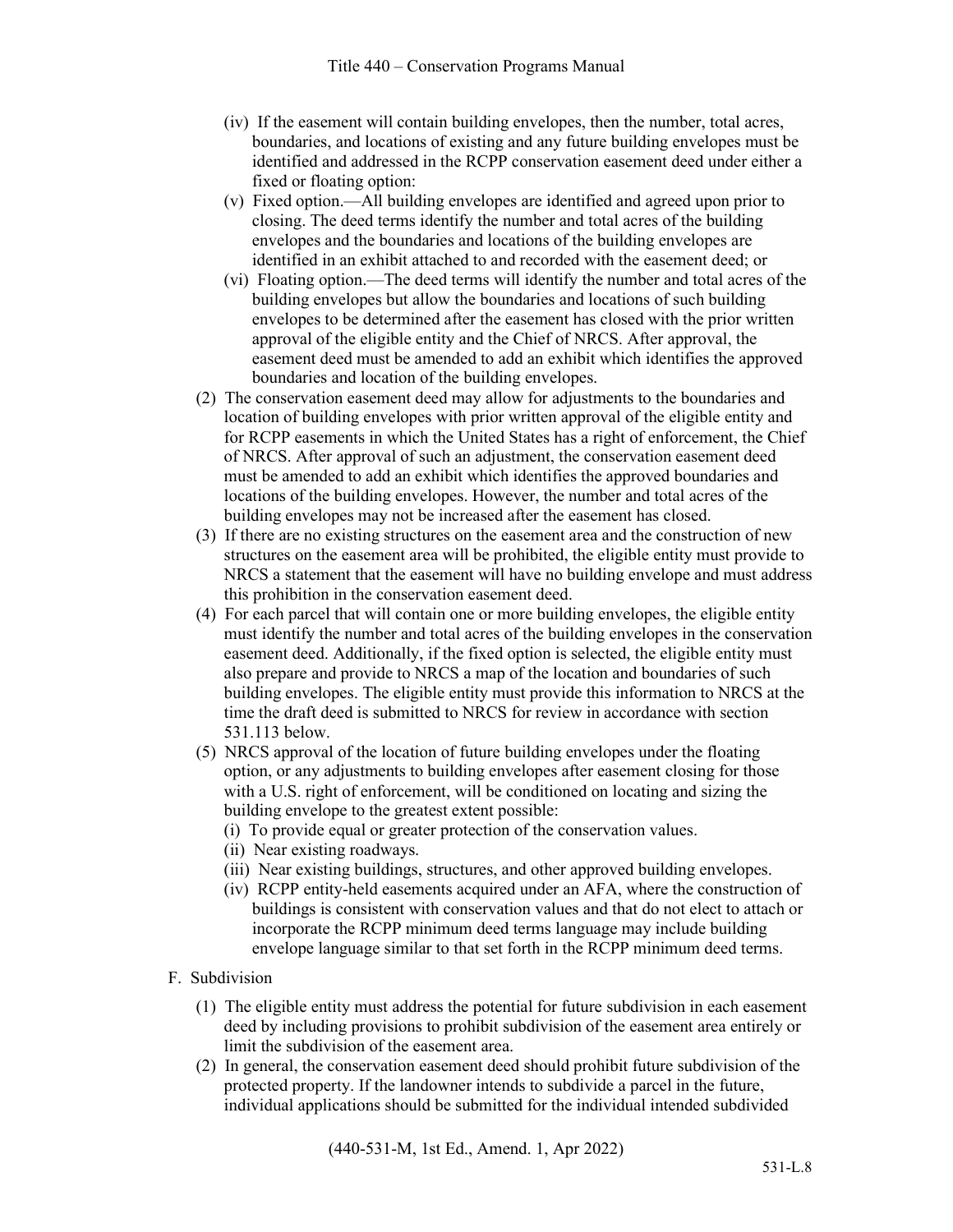(iv) If the easement will contain building envelopes, then the number, total acres, boundaries, and locations of existing and any future building envelopes must be identified and addressed in the RCPP conservation easement deed under either a fixed or floating option:

(v) Fixed option.—All building envelopes are identified and agreed upon prior to closing. The deed terms identify the number and total acres of the building envelopes and the boundaries and locations of the building envelopes are identified in an exhibit attached to and recorded with the easement deed; or

(vi) Floating option.—The deed terms will identify the number and total acres of the building envelopes but allow the boundaries and locations of such building envelopes to be determined after the easement has closed with the prior written approval of the eligible entity and the Chief of NRCS. After approval, the easement deed must be amended to add an exhibit which identifies the approved boundaries and location of the building envelopes.

(2) The conservation easement deed may allow for adjustments to the boundaries and location of building envelopes with prior written approval of the eligible entity and for RCPP easements in which the United States has a right of enforcement, the Chief of NRCS. After approval of such an adjustment, the conservation easement deed must be amended to add an exhibit which identifies the approved boundaries and locations of the building envelopes. However, the number and total acres of the building envelopes may not be increased after the easement has closed.

(3) If there are no existing structures on the easement area and the construction of new structures on the easement area will be prohibited, the eligible entity must provide to NRCS a statement that the easement will have no building envelope and must address this prohibition in the conservation easement deed.

(4) For each parcel that will contain one or more building envelopes, the eligible entity must identify the number and total acres of the building envelopes in the conservation easement deed. Additionally, if the fixed option is selected, the eligible entity must also prepare and provide to NRCS a map of the location and boundaries of such building envelopes. The eligible entity must provide this information to NRCS at the time the draft deed is submitted to NRCS for review in accordance with section 531.113 below.

(5) NRCS approval of the location of future building envelopes under the floating option, or any adjustments to building envelopes after easement closing for those with a U.S. right of enforcement, will be conditioned on locating and sizing the building envelope to the greatest extent possible:

(i) To provide equal or greater protection of the conservation values.

(ii) Near existing roadways.

(iii) Near existing buildings, structures, and other approved building envelopes.

(iv) RCPP entity-held easements acquired under an AFA, where the construction of buildings is consistent with conservation values and that do not elect to attach or incorporate the RCPP minimum deed terms language may include building envelope language similar to that set forth in the RCPP minimum deed terms.

F. Subdivision

(1) The eligible entity must address the potential for future subdivision in each easement deed by including provisions to prohibit subdivision of the easement area entirely or limit the subdivision of the easement area.

(2) In general, the conservation easement deed should prohibit future subdivision of the protected property. If the landowner intends to subdivide a parcel in the future, individual applications should be submitted for the individual intended subdivided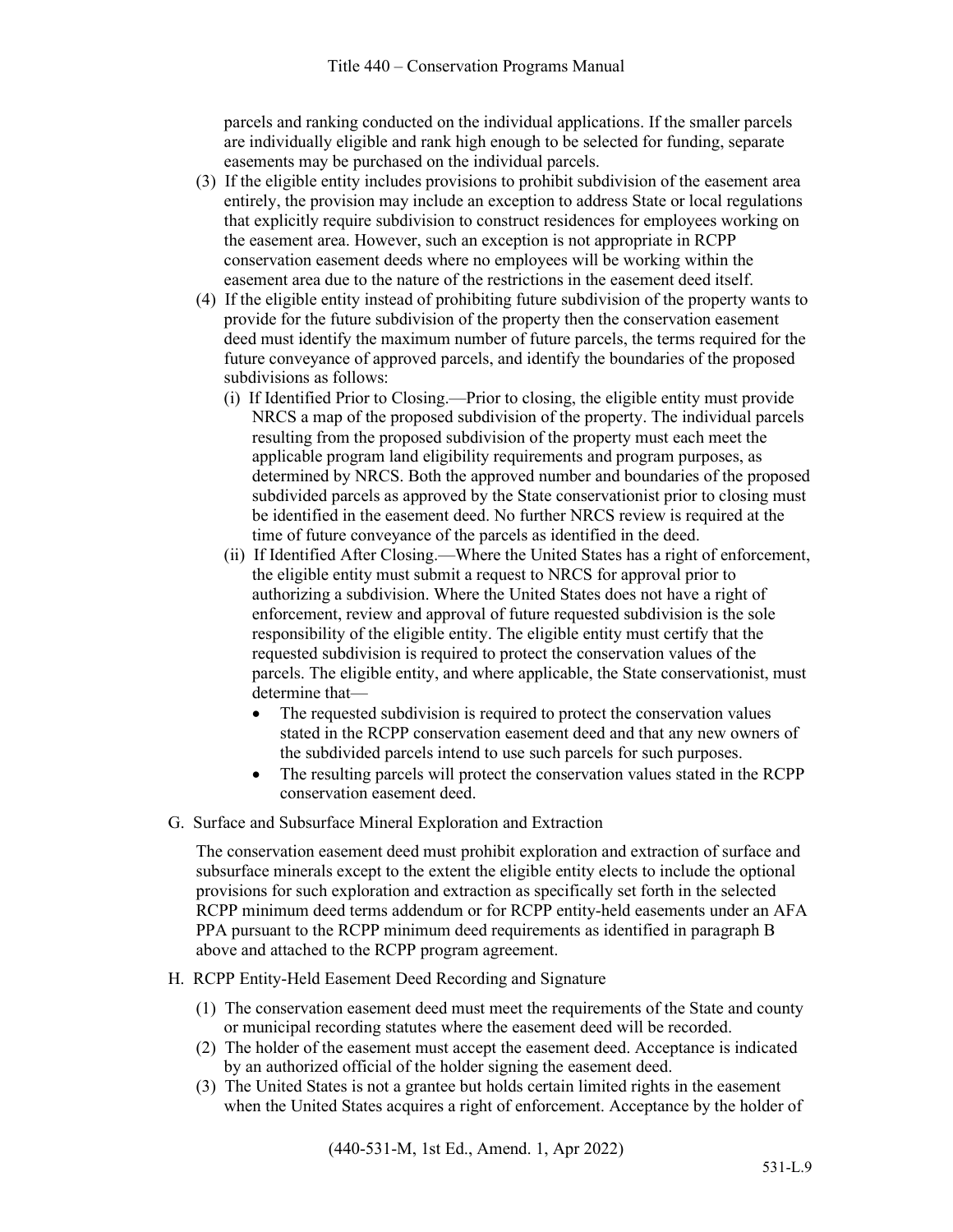parcels and ranking conducted on the individual applications. If the smaller parcels are individually eligible and rank high enough to be selected for funding, separate easements may be purchased on the individual parcels.

(3) If the eligible entity includes provisions to prohibit subdivision of the easement area entirely, the provision may include an exception to address State or local regulations that explicitly require subdivision to construct residences for employees working on the easement area. However, such an exception is not appropriate in RCPP conservation easement deeds where no employees will be working within the easement area due to the nature of the restrictions in the easement deed itself.

(4) If the eligible entity instead of prohibiting future subdivision of the property wants to provide for the future subdivision of the property then the conservation easement deed must identify the maximum number of future parcels, the terms required for the future conveyance of approved parcels, and identify the boundaries of the proposed subdivisions as follows:

(i) If Identified Prior to Closing.—Prior to closing, the eligible entity must provide NRCS a map of the proposed subdivision of the property. The individual parcels resulting from the proposed subdivision of the property must each meet the applicable program land eligibility requirements and program purposes, as determined by NRCS. Both the approved number and boundaries of the proposed subdivided parcels as approved by the State conservationist prior to closing must be identified in the easement deed. No further NRCS review is required at the time of future conveyance of the parcels as identified in the deed.

(ii) If Identified After Closing.—Where the United States has a right of enforcement, the eligible entity must submit a request to NRCS for approval prior to authorizing a subdivision. Where the United States does not have a right of enforcement, review and approval of future requested subdivision is the sole responsibility of the eligible entity. The eligible entity must certify that the requested subdivision is required to protect the conservation values of the parcels. The eligible entity, and where applicable, the State conservationist, must determine that—

- The requested subdivision is required to protect the conservation values stated in the RCPP conservation easement deed and that any new owners of the subdivided parcels intend to use such parcels for such purposes.
- The resulting parcels will protect the conservation values stated in the RCPP conservation easement deed.

G. Surface and Subsurface Mineral Exploration and Extraction

The conservation easement deed must prohibit exploration and extraction of surface and subsurface minerals except to the extent the eligible entity elects to include the optional provisions for such exploration and extraction as specifically set forth in the selected RCPP minimum deed terms addendum or for RCPP entity-held easements under an AFA PPA pursuant to the RCPP minimum deed requirements as identified in paragraph B above and attached to the RCPP program agreement.

H. RCPP Entity-Held Easement Deed Recording and Signature

(1) The conservation easement deed must meet the requirements of the State and county or municipal recording statutes where the easement deed will be recorded.

(2) The holder of the easement must accept the easement deed. Acceptance is indicated by an authorized official of the holder signing the easement deed.

(3) The United States is not a grantee but holds certain limited rights in the easement when the United States acquires a right of enforcement. Acceptance by the holder of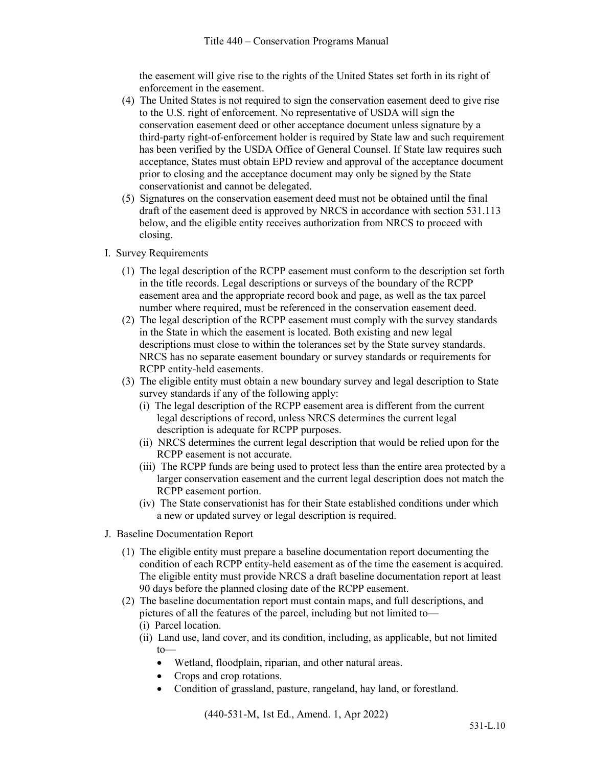the easement will give rise to the rights of the United States set forth in its right of enforcement in the easement.

(4) The United States is not required to sign the conservation easement deed to give rise to the U.S. right of enforcement. No representative of USDA will sign the conservation easement deed or other acceptance document unless signature by a third-party right-of-enforcement holder is required by State law and such requirement has been verified by the USDA Office of General Counsel. If State law requires such acceptance, States must obtain EPD review and approval of the acceptance document prior to closing and the acceptance document may only be signed by the State conservationist and cannot be delegated.

(5) Signatures on the conservation easement deed must not be obtained until the final draft of the easement deed is approved by NRCS in accordance with section 531.113 below, and the eligible entity receives authorization from NRCS to proceed with closing.

I. Survey Requirements

(1) The legal description of the RCPP easement must conform to the description set forth in the title records. Legal descriptions or surveys of the boundary of the RCPP easement area and the appropriate record book and page, as well as the tax parcel number where required, must be referenced in the conservation easement deed.

(2) The legal description of the RCPP easement must comply with the survey standards in the State in which the easement is located. Both existing and new legal descriptions must close to within the tolerances set by the State survey standards. NRCS has no separate easement boundary or survey standards or requirements for RCPP entity-held easements.

(3) The eligible entity must obtain a new boundary survey and legal description to State survey standards if any of the following apply:

(i) The legal description of the RCPP easement area is different from the current legal descriptions of record, unless NRCS determines the current legal description is adequate for RCPP purposes.

(ii) NRCS determines the current legal description that would be relied upon for the RCPP easement is not accurate.

(iii) The RCPP funds are being used to protect less than the entire area protected by a larger conservation easement and the current legal description does not match the RCPP easement portion.

(iv) The State conservationist has for their State established conditions under which a new or updated survey or legal description is required.

J. Baseline Documentation Report

(1) The eligible entity must prepare a baseline documentation report documenting the condition of each RCPP entity-held easement as of the time the easement is acquired. The eligible entity must provide NRCS a draft baseline documentation report at least 90 days before the planned closing date of the RCPP easement.

(2) The baseline documentation report must contain maps, and full descriptions, and pictures of all the features of the parcel, including but not limited to—

(i) Parcel location.

(ii) Land use, land cover, and its condition, including, as applicable, but not limited to—

- Wetland, floodplain, riparian, and other natural areas.
- Crops and crop rotations.
- Condition of grassland, pasture, rangeland, hay land, or forestland.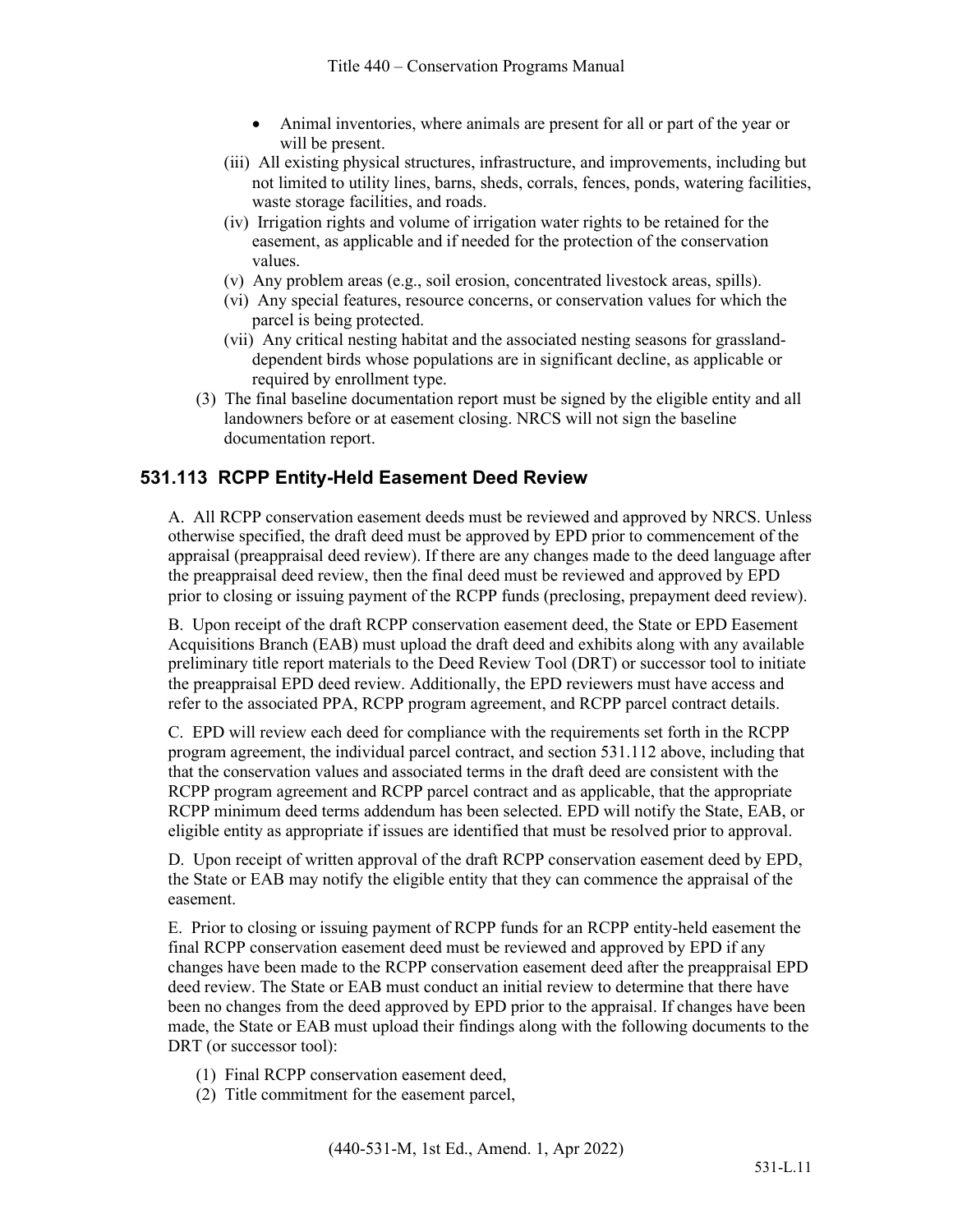- Animal inventories, where animals are present for all or part of the year or will be present.

(iii) All existing physical structures, infrastructure, and improvements, including but not limited to utility lines, barns, sheds, corrals, fences, ponds, watering facilities, waste storage facilities, and roads.

(iv) Irrigation rights and volume of irrigation water rights to be retained for the easement, as applicable and if needed for the protection of the conservation values.

(v) Any problem areas (e.g., soil erosion, concentrated livestock areas, spills).

(vi) Any special features, resource concerns, or conservation values for which the parcel is being protected.

(vii) Any critical nesting habitat and the associated nesting seasons for grassland-dependent birds whose populations are in significant decline, as applicable or required by enrollment type.

(3) The final baseline documentation report must be signed by the eligible entity and all landowners before or at easement closing. NRCS will not sign the baseline documentation report.

## 531.113 RCPP Entity-Held Easement Deed Review

A. All RCPP conservation easement deeds must be reviewed and approved by NRCS. Unless otherwise specified, the draft deed must be approved by EPD prior to commencement of the appraisal (preappraisal deed review). If there are any changes made to the deed language after the preappraisal deed review, then the final deed must be reviewed and approved by EPD prior to closing or issuing payment of the RCPP funds (preclosing, prepayment deed review).

B. Upon receipt of the draft RCPP conservation easement deed, the State or EPD Easement Acquisitions Branch (EAB) must upload the draft deed and exhibits along with any available preliminary title report materials to the Deed Review Tool (DRT) or successor tool to initiate the preappraisal EPD deed review. Additionally, the EPD reviewers must have access and refer to the associated PPA, RCPP program agreement, and RCPP parcel contract details.

C. EPD will review each deed for compliance with the requirements set forth in the RCPP program agreement, the individual parcel contract, and section 531.112 above, including that that the conservation values and associated terms in the draft deed are consistent with the RCPP program agreement and RCPP parcel contract and as applicable, that the appropriate RCPP minimum deed terms addendum has been selected. EPD will notify the State, EAB, or eligible entity as appropriate if issues are identified that must be resolved prior to approval.

D. Upon receipt of written approval of the draft RCPP conservation easement deed by EPD, the State or EAB may notify the eligible entity that they can commence the appraisal of the easement.

E. Prior to closing or issuing payment of RCPP funds for an RCPP entity-held easement the final RCPP conservation easement deed must be reviewed and approved by EPD if any changes have been made to the RCPP conservation easement deed after the preappraisal EPD deed review. The State or EAB must conduct an initial review to determine that there have been no changes from the deed approved by EPD prior to the appraisal. If changes have been made, the State or EAB must upload their findings along with the following documents to the DRT (or successor tool):

(1) Final RCPP conservation easement deed,

(2) Title commitment for the easement parcel,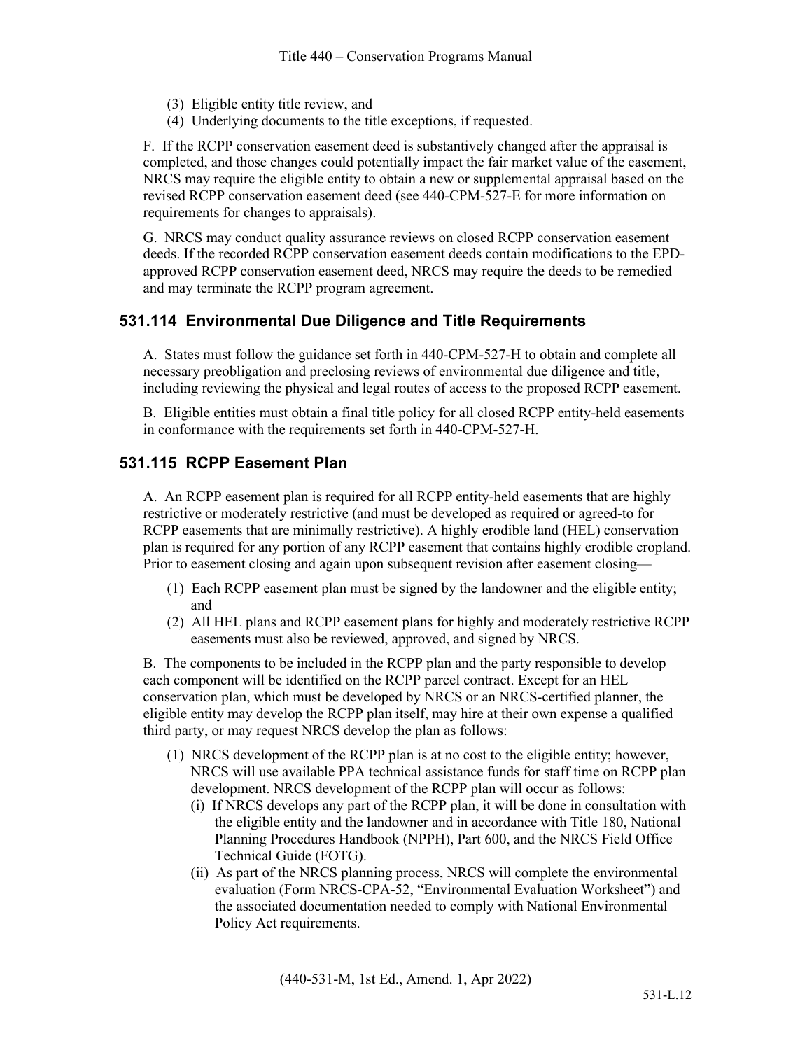(3) Eligible entity title review, and
(4) Underlying documents to the title exceptions, if requested.

F. If the RCPP conservation easement deed is substantively changed after the appraisal is completed, and those changes could potentially impact the fair market value of the easement, NRCS may require the eligible entity to obtain a new or supplemental appraisal based on the revised RCPP conservation easement deed (see 440-CPM-527-E for more information on requirements for changes to appraisals).

G. NRCS may conduct quality assurance reviews on closed RCPP conservation easement deeds. If the recorded RCPP conservation easement deeds contain modifications to the EPD-approved RCPP conservation easement deed, NRCS may require the deeds to be remedied and may terminate the RCPP program agreement.

## 531.114 Environmental Due Diligence and Title Requirements

A. States must follow the guidance set forth in 440-CPM-527-H to obtain and complete all necessary preobligation and preclosing reviews of environmental due diligence and title, including reviewing the physical and legal routes of access to the proposed RCPP easement.

B. Eligible entities must obtain a final title policy for all closed RCPP entity-held easements in conformance with the requirements set forth in 440-CPM-527-H.

## 531.115 RCPP Easement Plan

A. An RCPP easement plan is required for all RCPP entity-held easements that are highly restrictive or moderately restrictive (and must be developed as required or agreed-to for RCPP easements that are minimally restrictive). A highly erodible land (HEL) conservation plan is required for any portion of any RCPP easement that contains highly erodible cropland. Prior to easement closing and again upon subsequent revision after easement closing—

(1) Each RCPP easement plan must be signed by the landowner and the eligible entity; and
(2) All HEL plans and RCPP easement plans for highly and moderately restrictive RCPP easements must also be reviewed, approved, and signed by NRCS.

B. The components to be included in the RCPP plan and the party responsible to develop each component will be identified on the RCPP parcel contract. Except for an HEL conservation plan, which must be developed by NRCS or an NRCS-certified planner, the eligible entity may develop the RCPP plan itself, may hire at their own expense a qualified third party, or may request NRCS develop the plan as follows:

(1) NRCS development of the RCPP plan is at no cost to the eligible entity; however, NRCS will use available PPA technical assistance funds for staff time on RCPP plan development. NRCS development of the RCPP plan will occur as follows:
   (i) If NRCS develops any part of the RCPP plan, it will be done in consultation with the eligible entity and the landowner and in accordance with Title 180, National Planning Procedures Handbook (NPPH), Part 600, and the NRCS Field Office Technical Guide (FOTG).
   (ii) As part of the NRCS planning process, NRCS will complete the environmental evaluation (Form NRCS-CPA-52, "Environmental Evaluation Worksheet") and the associated documentation needed to comply with National Environmental Policy Act requirements.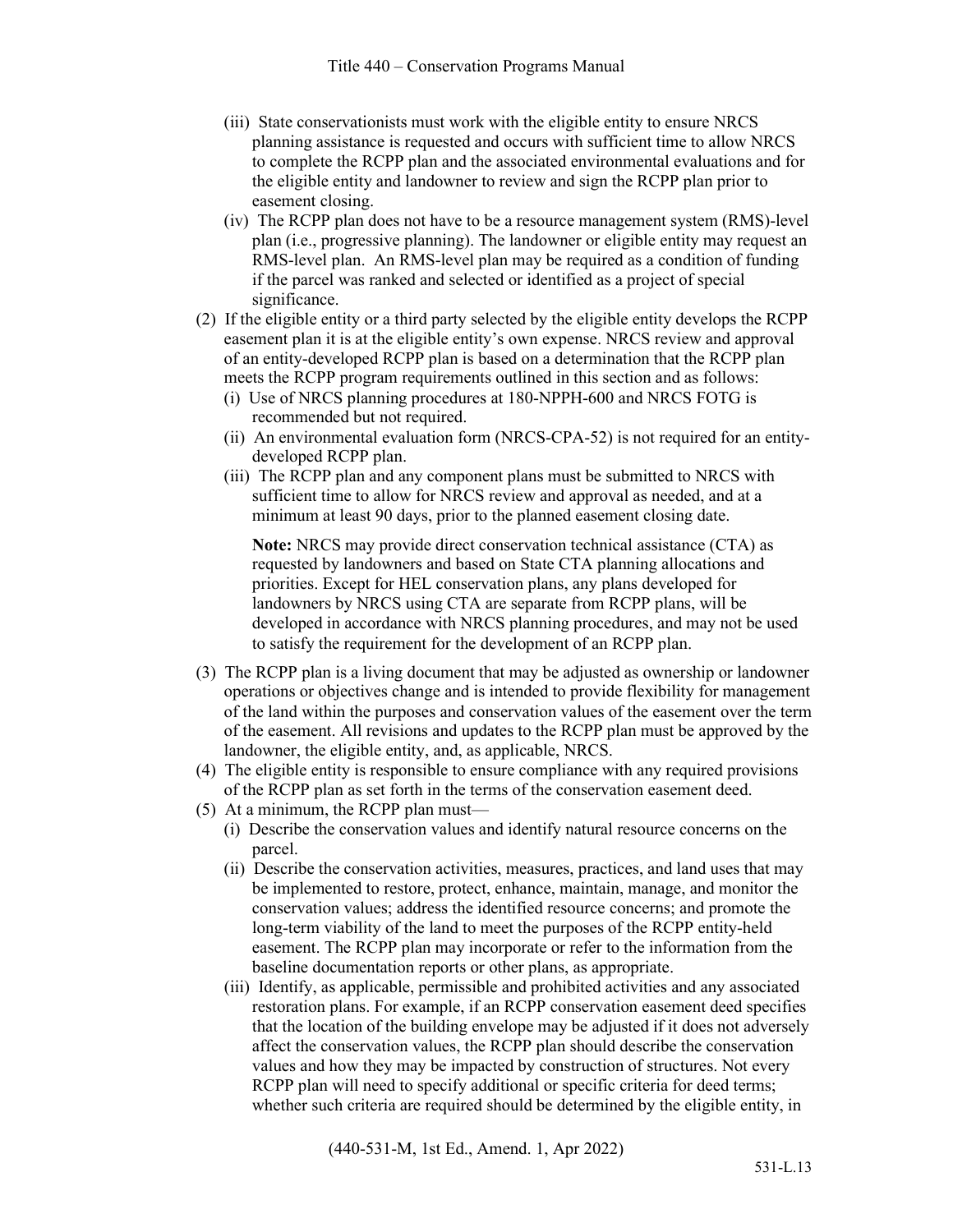(iii) State conservationists must work with the eligible entity to ensure NRCS planning assistance is requested and occurs with sufficient time to allow NRCS to complete the RCPP plan and the associated environmental evaluations and for the eligible entity and landowner to review and sign the RCPP plan prior to easement closing.

(iv) The RCPP plan does not have to be a resource management system (RMS)-level plan (i.e., progressive planning). The landowner or eligible entity may request an RMS-level plan. An RMS-level plan may be required as a condition of funding if the parcel was ranked and selected or identified as a project of special significance.

(2) If the eligible entity or a third party selected by the eligible entity develops the RCPP easement plan it is at the eligible entity's own expense. NRCS review and approval of an entity-developed RCPP plan is based on a determination that the RCPP plan meets the RCPP program requirements outlined in this section and as follows:

(i) Use of NRCS planning procedures at 180-NPPH-600 and NRCS FOTG is recommended but not required.

(ii) An environmental evaluation form (NRCS-CPA-52) is not required for an entity-developed RCPP plan.

(iii) The RCPP plan and any component plans must be submitted to NRCS with sufficient time to allow for NRCS review and approval as needed, and at a minimum at least 90 days, prior to the planned easement closing date.

**Note:** NRCS may provide direct conservation technical assistance (CTA) as requested by landowners and based on State CTA planning allocations and priorities. Except for HEL conservation plans, any plans developed for landowners by NRCS using CTA are separate from RCPP plans, will be developed in accordance with NRCS planning procedures, and may not be used to satisfy the requirement for the development of an RCPP plan.

(3) The RCPP plan is a living document that may be adjusted as ownership or landowner operations or objectives change and is intended to provide flexibility for management of the land within the purposes and conservation values of the easement over the term of the easement. All revisions and updates to the RCPP plan must be approved by the landowner, the eligible entity, and, as applicable, NRCS.

(4) The eligible entity is responsible to ensure compliance with any required provisions of the RCPP plan as set forth in the terms of the conservation easement deed.

(5) At a minimum, the RCPP plan must—

(i) Describe the conservation values and identify natural resource concerns on the parcel.

(ii) Describe the conservation activities, measures, practices, and land uses that may be implemented to restore, protect, enhance, maintain, manage, and monitor the conservation values; address the identified resource concerns; and promote the long-term viability of the land to meet the purposes of the RCPP entity-held easement. The RCPP plan may incorporate or refer to the information from the baseline documentation reports or other plans, as appropriate.

(iii) Identify, as applicable, permissible and prohibited activities and any associated restoration plans. For example, if an RCPP conservation easement deed specifies that the location of the building envelope may be adjusted if it does not adversely affect the conservation values, the RCPP plan should describe the conservation values and how they may be impacted by construction of structures. Not every RCPP plan will need to specify additional or specific criteria for deed terms; whether such criteria are required should be determined by the eligible entity, in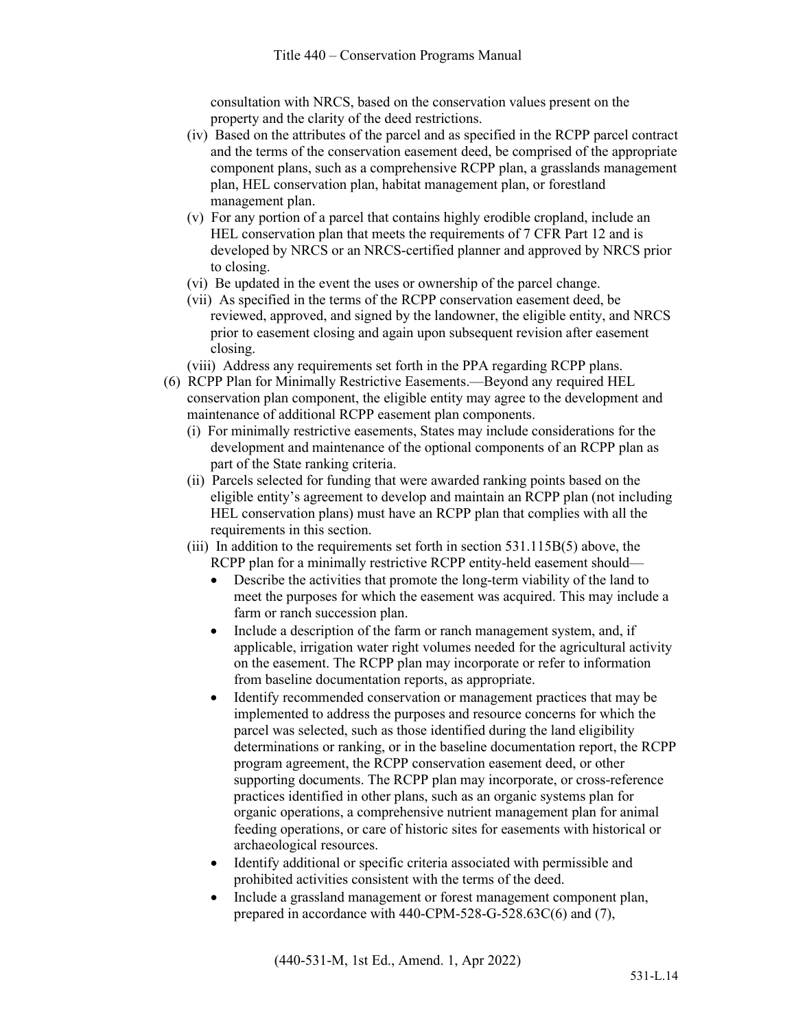consultation with NRCS, based on the conservation values present on the property and the clarity of the deed restrictions.

(iv) Based on the attributes of the parcel and as specified in the RCPP parcel contract and the terms of the conservation easement deed, be comprised of the appropriate component plans, such as a comprehensive RCPP plan, a grasslands management plan, HEL conservation plan, habitat management plan, or forestland management plan.

(v) For any portion of a parcel that contains highly erodible cropland, include an HEL conservation plan that meets the requirements of 7 CFR Part 12 and is developed by NRCS or an NRCS-certified planner and approved by NRCS prior to closing.

(vi) Be updated in the event the uses or ownership of the parcel change.

(vii) As specified in the terms of the RCPP conservation easement deed, be reviewed, approved, and signed by the landowner, the eligible entity, and NRCS prior to easement closing and again upon subsequent revision after easement closing.

(viii) Address any requirements set forth in the PPA regarding RCPP plans.

(6) RCPP Plan for Minimally Restrictive Easements.—Beyond any required HEL conservation plan component, the eligible entity may agree to the development and maintenance of additional RCPP easement plan components.

(i) For minimally restrictive easements, States may include considerations for the development and maintenance of the optional components of an RCPP plan as part of the State ranking criteria.

(ii) Parcels selected for funding that were awarded ranking points based on the eligible entity's agreement to develop and maintain an RCPP plan (not including HEL conservation plans) must have an RCPP plan that complies with all the requirements in this section.

(iii) In addition to the requirements set forth in section 531.115B(5) above, the RCPP plan for a minimally restrictive RCPP entity-held easement should—

- Describe the activities that promote the long-term viability of the land to meet the purposes for which the easement was acquired. This may include a farm or ranch succession plan.
- Include a description of the farm or ranch management system, and, if applicable, irrigation water right volumes needed for the agricultural activity on the easement. The RCPP plan may incorporate or refer to information from baseline documentation reports, as appropriate.
- Identify recommended conservation or management practices that may be implemented to address the purposes and resource concerns for which the parcel was selected, such as those identified during the land eligibility determinations or ranking, or in the baseline documentation report, the RCPP program agreement, the RCPP conservation easement deed, or other supporting documents. The RCPP plan may incorporate, or cross-reference practices identified in other plans, such as an organic systems plan for organic operations, a comprehensive nutrient management plan for animal feeding operations, or care of historic sites for easements with historical or archaeological resources.
- Identify additional or specific criteria associated with permissible and prohibited activities consistent with the terms of the deed.
- Include a grassland management or forest management component plan, prepared in accordance with 440-CPM-528-G-528.63C(6) and (7),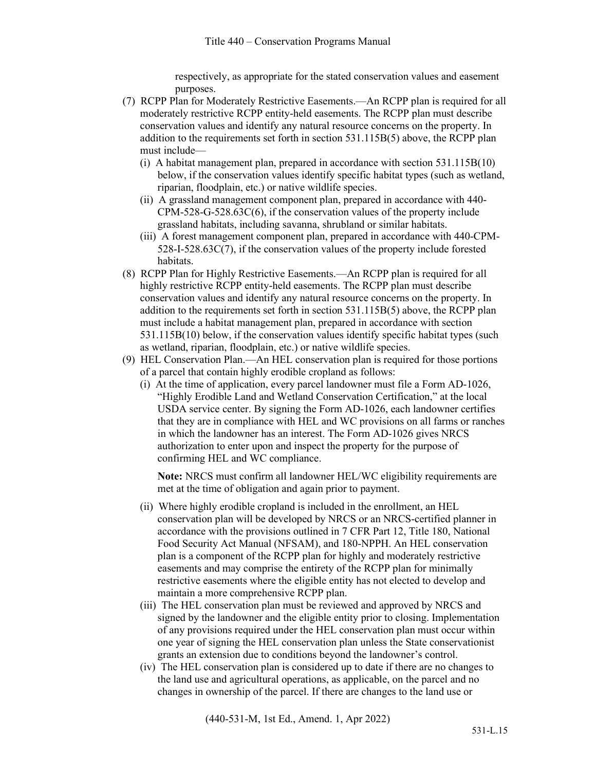respectively, as appropriate for the stated conservation values and easement purposes.

(7) RCPP Plan for Moderately Restrictive Easements.—An RCPP plan is required for all moderately restrictive RCPP entity-held easements. The RCPP plan must describe conservation values and identify any natural resource concerns on the property. In addition to the requirements set forth in section 531.115B(5) above, the RCPP plan must include—

   (i) A habitat management plan, prepared in accordance with section 531.115B(10) below, if the conservation values identify specific habitat types (such as wetland, riparian, floodplain, etc.) or native wildlife species.

   (ii) A grassland management component plan, prepared in accordance with 440-CPM-528-G-528.63C(6), if the conservation values of the property include grassland habitats, including savanna, shrubland or similar habitats.

   (iii) A forest management component plan, prepared in accordance with 440-CPM-528-I-528.63C(7), if the conservation values of the property include forested habitats.

(8) RCPP Plan for Highly Restrictive Easements.—An RCPP plan is required for all highly restrictive RCPP entity-held easements. The RCPP plan must describe conservation values and identify any natural resource concerns on the property. In addition to the requirements set forth in section 531.115B(5) above, the RCPP plan must include a habitat management plan, prepared in accordance with section 531.115B(10) below, if the conservation values identify specific habitat types (such as wetland, riparian, floodplain, etc.) or native wildlife species.

(9) HEL Conservation Plan.—An HEL conservation plan is required for those portions of a parcel that contain highly erodible cropland as follows:

   (i) At the time of application, every parcel landowner must file a Form AD-1026, "Highly Erodible Land and Wetland Conservation Certification," at the local USDA service center. By signing the Form AD-1026, each landowner certifies that they are in compliance with HEL and WC provisions on all farms or ranches in which the landowner has an interest. The Form AD-1026 gives NRCS authorization to enter upon and inspect the property for the purpose of confirming HEL and WC compliance.

   **Note:** NRCS must confirm all landowner HEL/WC eligibility requirements are met at the time of obligation and again prior to payment.

   (ii) Where highly erodible cropland is included in the enrollment, an HEL conservation plan will be developed by NRCS or an NRCS-certified planner in accordance with the provisions outlined in 7 CFR Part 12, Title 180, National Food Security Act Manual (NFSAM), and 180-NPPH. An HEL conservation plan is a component of the RCPP plan for highly and moderately restrictive easements and may comprise the entirety of the RCPP plan for minimally restrictive easements where the eligible entity has not elected to develop and maintain a more comprehensive RCPP plan.

   (iii) The HEL conservation plan must be reviewed and approved by NRCS and signed by the landowner and the eligible entity prior to closing. Implementation of any provisions required under the HEL conservation plan must occur within one year of signing the HEL conservation plan unless the State conservationist grants an extension due to conditions beyond the landowner's control.

   (iv) The HEL conservation plan is considered up to date if there are no changes to the land use and agricultural operations, as applicable, on the parcel and no changes in ownership of the parcel. If there are changes to the land use or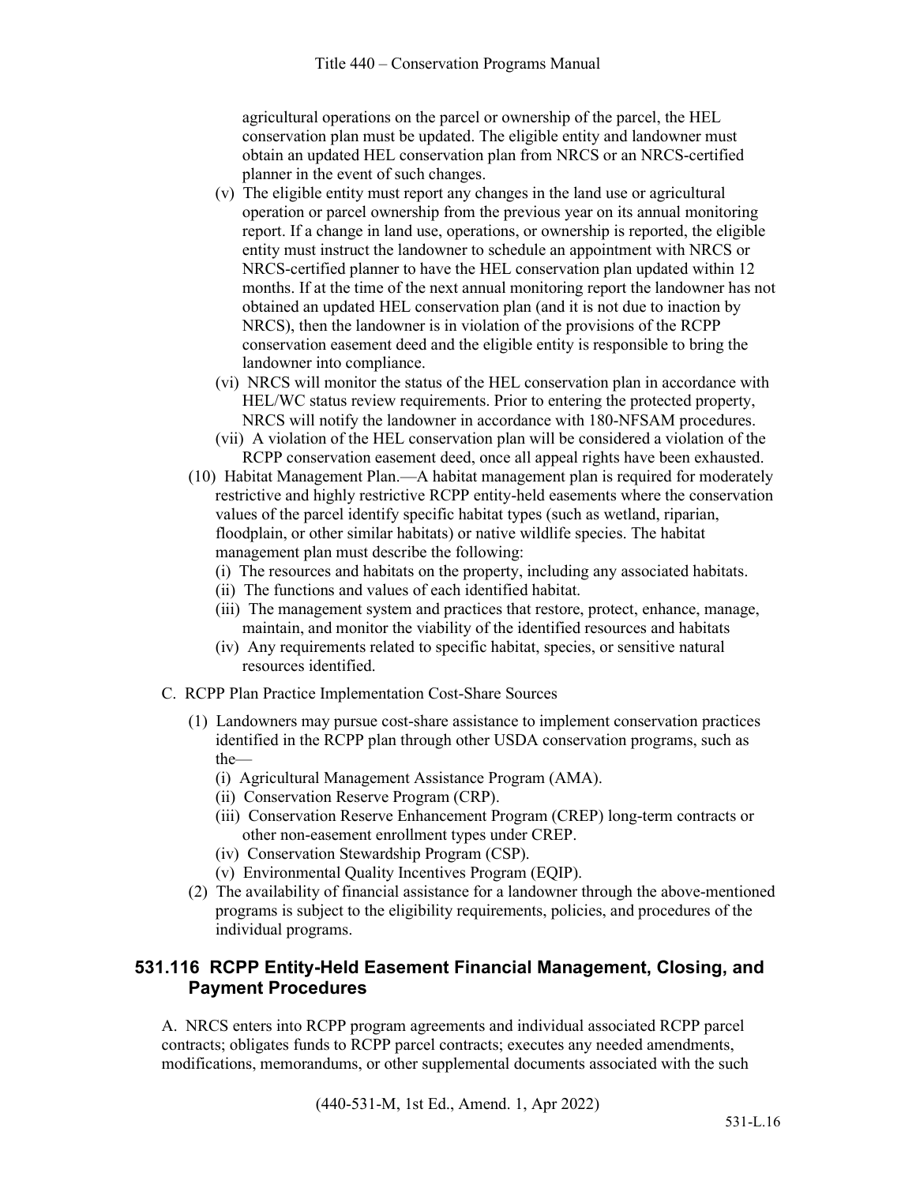agricultural operations on the parcel or ownership of the parcel, the HEL conservation plan must be updated. The eligible entity and landowner must obtain an updated HEL conservation plan from NRCS or an NRCS-certified planner in the event of such changes.

(v) The eligible entity must report any changes in the land use or agricultural operation or parcel ownership from the previous year on its annual monitoring report. If a change in land use, operations, or ownership is reported, the eligible entity must instruct the landowner to schedule an appointment with NRCS or NRCS-certified planner to have the HEL conservation plan updated within 12 months. If at the time of the next annual monitoring report the landowner has not obtained an updated HEL conservation plan (and it is not due to inaction by NRCS), then the landowner is in violation of the provisions of the RCPP conservation easement deed and the eligible entity is responsible to bring the landowner into compliance.

(vi) NRCS will monitor the status of the HEL conservation plan in accordance with HEL/WC status review requirements. Prior to entering the protected property, NRCS will notify the landowner in accordance with 180-NFSAM procedures.

(vii) A violation of the HEL conservation plan will be considered a violation of the RCPP conservation easement deed, once all appeal rights have been exhausted.

(10) Habitat Management Plan.—A habitat management plan is required for moderately restrictive and highly restrictive RCPP entity-held easements where the conservation values of the parcel identify specific habitat types (such as wetland, riparian, floodplain, or other similar habitats) or native wildlife species. The habitat management plan must describe the following:

(i) The resources and habitats on the property, including any associated habitats.

(ii) The functions and values of each identified habitat.

(iii) The management system and practices that restore, protect, enhance, manage, maintain, and monitor the viability of the identified resources and habitats

(iv) Any requirements related to specific habitat, species, or sensitive natural resources identified.

C. RCPP Plan Practice Implementation Cost-Share Sources

(1) Landowners may pursue cost-share assistance to implement conservation practices identified in the RCPP plan through other USDA conservation programs, such as the—

(i) Agricultural Management Assistance Program (AMA).

(ii) Conservation Reserve Program (CRP).

(iii) Conservation Reserve Enhancement Program (CREP) long-term contracts or other non-easement enrollment types under CREP.

(iv) Conservation Stewardship Program (CSP).

(v) Environmental Quality Incentives Program (EQIP).

(2) The availability of financial assistance for a landowner through the above-mentioned programs is subject to the eligibility requirements, policies, and procedures of the individual programs.

## 531.116 RCPP Entity-Held Easement Financial Management, Closing, and Payment Procedures

A. NRCS enters into RCPP program agreements and individual associated RCPP parcel contracts; obligates funds to RCPP parcel contracts; executes any needed amendments, modifications, memorandums, or other supplemental documents associated with the such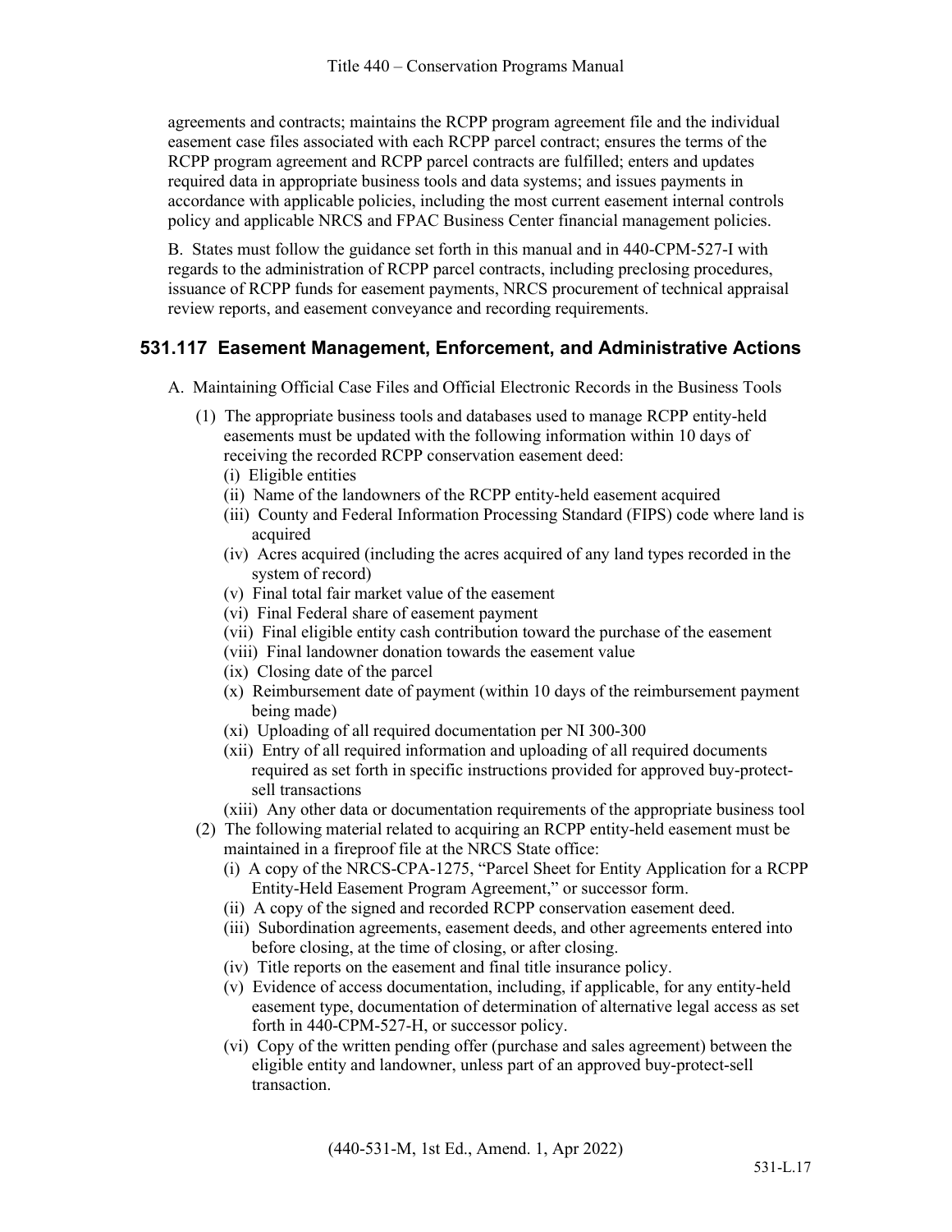agreements and contracts; maintains the RCPP program agreement file and the individual easement case files associated with each RCPP parcel contract; ensures the terms of the RCPP program agreement and RCPP parcel contracts are fulfilled; enters and updates required data in appropriate business tools and data systems; and issues payments in accordance with applicable policies, including the most current easement internal controls policy and applicable NRCS and FPAC Business Center financial management policies.

B. States must follow the guidance set forth in this manual and in 440-CPM-527-I with regards to the administration of RCPP parcel contracts, including preclosing procedures, issuance of RCPP funds for easement payments, NRCS procurement of technical appraisal review reports, and easement conveyance and recording requirements.

## 531.117 Easement Management, Enforcement, and Administrative Actions

A. Maintaining Official Case Files and Official Electronic Records in the Business Tools

(1) The appropriate business tools and databases used to manage RCPP entity-held easements must be updated with the following information within 10 days of receiving the recorded RCPP conservation easement deed:

(i) Eligible entities

(ii) Name of the landowners of the RCPP entity-held easement acquired

(iii) County and Federal Information Processing Standard (FIPS) code where land is acquired

(iv) Acres acquired (including the acres acquired of any land types recorded in the system of record)

(v) Final total fair market value of the easement

(vi) Final Federal share of easement payment

(vii) Final eligible entity cash contribution toward the purchase of the easement

(viii) Final landowner donation towards the easement value

(ix) Closing date of the parcel

(x) Reimbursement date of payment (within 10 days of the reimbursement payment being made)

(xi) Uploading of all required documentation per NI 300-300

(xii) Entry of all required information and uploading of all required documents required as set forth in specific instructions provided for approved buy-protect-sell transactions

(xiii) Any other data or documentation requirements of the appropriate business tool

(2) The following material related to acquiring an RCPP entity-held easement must be maintained in a fireproof file at the NRCS State office:

(i) A copy of the NRCS-CPA-1275, "Parcel Sheet for Entity Application for a RCPP Entity-Held Easement Program Agreement," or successor form.

(ii) A copy of the signed and recorded RCPP conservation easement deed.

(iii) Subordination agreements, easement deeds, and other agreements entered into before closing, at the time of closing, or after closing.

(iv) Title reports on the easement and final title insurance policy.

(v) Evidence of access documentation, including, if applicable, for any entity-held easement type, documentation of determination of alternative legal access as set forth in 440-CPM-527-H, or successor policy.

(vi) Copy of the written pending offer (purchase and sales agreement) between the eligible entity and landowner, unless part of an approved buy-protect-sell transaction.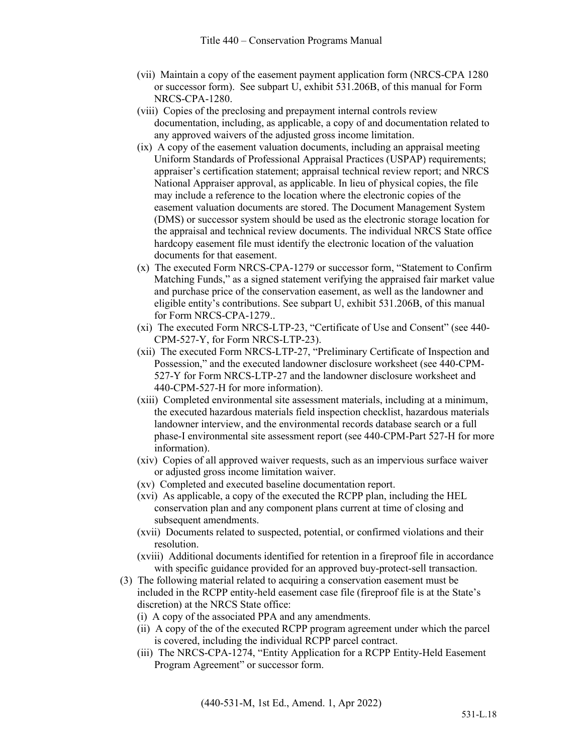(vii) Maintain a copy of the easement payment application form (NRCS-CPA 1280 or successor form). See subpart U, exhibit 531.206B, of this manual for Form NRCS-CPA-1280.

(viii) Copies of the preclosing and prepayment internal controls review documentation, including, as applicable, a copy of and documentation related to any approved waivers of the adjusted gross income limitation.

(ix) A copy of the easement valuation documents, including an appraisal meeting Uniform Standards of Professional Appraisal Practices (USPAP) requirements; appraiser's certification statement; appraisal technical review report; and NRCS National Appraiser approval, as applicable. In lieu of physical copies, the file may include a reference to the location where the electronic copies of the easement valuation documents are stored. The Document Management System (DMS) or successor system should be used as the electronic storage location for the appraisal and technical review documents. The individual NRCS State office hardcopy easement file must identify the electronic location of the valuation documents for that easement.

(x) The executed Form NRCS-CPA-1279 or successor form, "Statement to Confirm Matching Funds," as a signed statement verifying the appraised fair market value and purchase price of the conservation easement, as well as the landowner and eligible entity's contributions. See subpart U, exhibit 531.206B, of this manual for Form NRCS-CPA-1279..

(xi) The executed Form NRCS-LTP-23, "Certificate of Use and Consent" (see 440-CPM-527-Y, for Form NRCS-LTP-23).

(xii) The executed Form NRCS-LTP-27, "Preliminary Certificate of Inspection and Possession," and the executed landowner disclosure worksheet (see 440-CPM-527-Y for Form NRCS-LTP-27 and the landowner disclosure worksheet and 440-CPM-527-H for more information).

(xiii) Completed environmental site assessment materials, including at a minimum, the executed hazardous materials field inspection checklist, hazardous materials landowner interview, and the environmental records database search or a full phase-I environmental site assessment report (see 440-CPM-Part 527-H for more information).

(xiv) Copies of all approved waiver requests, such as an impervious surface waiver or adjusted gross income limitation waiver.

(xv) Completed and executed baseline documentation report.

(xvi) As applicable, a copy of the executed the RCPP plan, including the HEL conservation plan and any component plans current at time of closing and subsequent amendments.

(xvii) Documents related to suspected, potential, or confirmed violations and their resolution.

(xviii) Additional documents identified for retention in a fireproof file in accordance with specific guidance provided for an approved buy-protect-sell transaction.

(3) The following material related to acquiring a conservation easement must be included in the RCPP entity-held easement case file (fireproof file is at the State's discretion) at the NRCS State office:

(i) A copy of the associated PPA and any amendments.

(ii) A copy of the of the executed RCPP program agreement under which the parcel is covered, including the individual RCPP parcel contract.

(iii) The NRCS-CPA-1274, "Entity Application for a RCPP Entity-Held Easement Program Agreement" or successor form.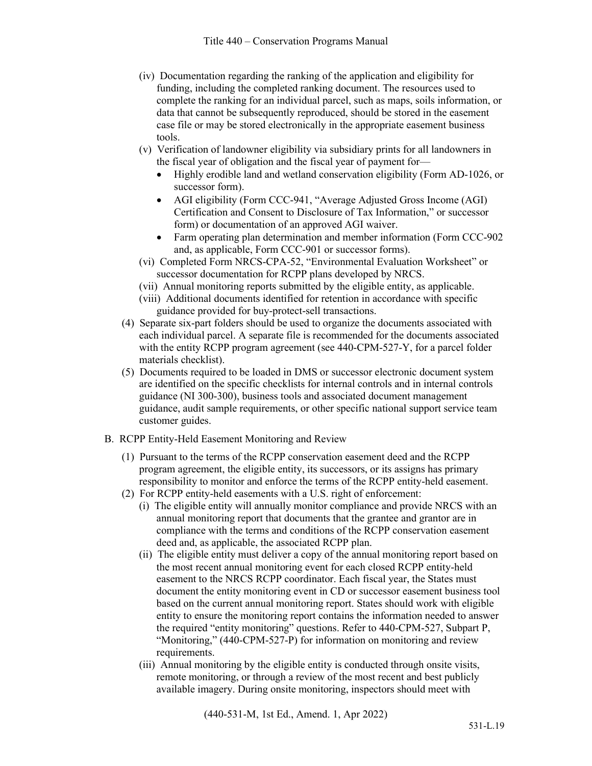(iv) Documentation regarding the ranking of the application and eligibility for funding, including the completed ranking document. The resources used to complete the ranking for an individual parcel, such as maps, soils information, or data that cannot be subsequently reproduced, should be stored in the easement case file or may be stored electronically in the appropriate easement business tools.

(v) Verification of landowner eligibility via subsidiary prints for all landowners in the fiscal year of obligation and the fiscal year of payment for—

- Highly erodible land and wetland conservation eligibility (Form AD-1026, or successor form).
- AGI eligibility (Form CCC-941, "Average Adjusted Gross Income (AGI) Certification and Consent to Disclosure of Tax Information," or successor form) or documentation of an approved AGI waiver.
- Farm operating plan determination and member information (Form CCC-902 and, as applicable, Form CCC-901 or successor forms).

(vi) Completed Form NRCS-CPA-52, "Environmental Evaluation Worksheet" or successor documentation for RCPP plans developed by NRCS.

(vii) Annual monitoring reports submitted by the eligible entity, as applicable.

(viii) Additional documents identified for retention in accordance with specific guidance provided for buy-protect-sell transactions.

(4) Separate six-part folders should be used to organize the documents associated with each individual parcel. A separate file is recommended for the documents associated with the entity RCPP program agreement (see 440-CPM-527-Y, for a parcel folder materials checklist).

(5) Documents required to be loaded in DMS or successor electronic document system are identified on the specific checklists for internal controls and in internal controls guidance (NI 300-300), business tools and associated document management guidance, audit sample requirements, or other specific national support service team customer guides.

B. RCPP Entity-Held Easement Monitoring and Review

(1) Pursuant to the terms of the RCPP conservation easement deed and the RCPP program agreement, the eligible entity, its successors, or its assigns has primary responsibility to monitor and enforce the terms of the RCPP entity-held easement.

(2) For RCPP entity-held easements with a U.S. right of enforcement:

(i) The eligible entity will annually monitor compliance and provide NRCS with an annual monitoring report that documents that the grantee and grantor are in compliance with the terms and conditions of the RCPP conservation easement deed and, as applicable, the associated RCPP plan.

(ii) The eligible entity must deliver a copy of the annual monitoring report based on the most recent annual monitoring event for each closed RCPP entity-held easement to the NRCS RCPP coordinator. Each fiscal year, the States must document the entity monitoring event in CD or successor easement business tool based on the current annual monitoring report. States should work with eligible entity to ensure the monitoring report contains the information needed to answer the required "entity monitoring" questions. Refer to 440-CPM-527, Subpart P, "Monitoring," (440-CPM-527-P) for information on monitoring and review requirements.

(iii) Annual monitoring by the eligible entity is conducted through onsite visits, remote monitoring, or through a review of the most recent and best publicly available imagery. During onsite monitoring, inspectors should meet with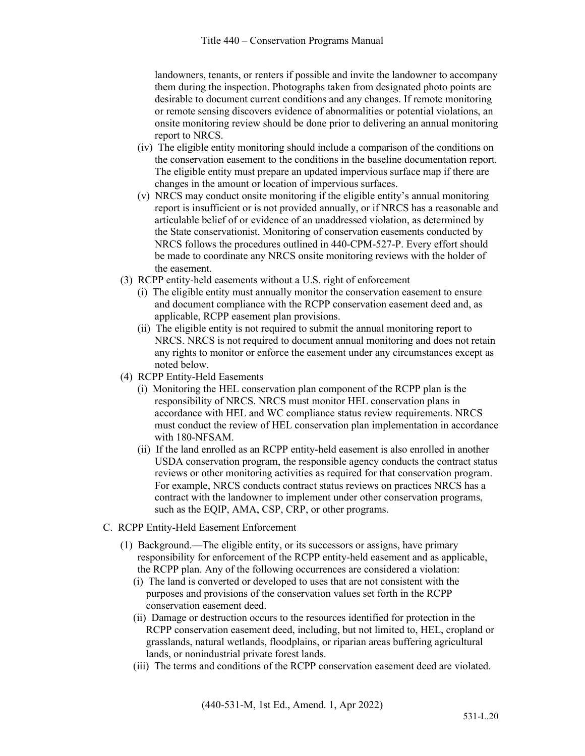landowners, tenants, or renters if possible and invite the landowner to accompany them during the inspection. Photographs taken from designated photo points are desirable to document current conditions and any changes. If remote monitoring or remote sensing discovers evidence of abnormalities or potential violations, an onsite monitoring review should be done prior to delivering an annual monitoring report to NRCS.

(iv) The eligible entity monitoring should include a comparison of the conditions on the conservation easement to the conditions in the baseline documentation report. The eligible entity must prepare an updated impervious surface map if there are changes in the amount or location of impervious surfaces.

(v) NRCS may conduct onsite monitoring if the eligible entity's annual monitoring report is insufficient or is not provided annually, or if NRCS has a reasonable and articulable belief of or evidence of an unaddressed violation, as determined by the State conservationist. Monitoring of conservation easements conducted by NRCS follows the procedures outlined in 440-CPM-527-P. Every effort should be made to coordinate any NRCS onsite monitoring reviews with the holder of the easement.

(3) RCPP entity-held easements without a U.S. right of enforcement

(i) The eligible entity must annually monitor the conservation easement to ensure and document compliance with the RCPP conservation easement deed and, as applicable, RCPP easement plan provisions.

(ii) The eligible entity is not required to submit the annual monitoring report to NRCS. NRCS is not required to document annual monitoring and does not retain any rights to monitor or enforce the easement under any circumstances except as noted below.

(4) RCPP Entity-Held Easements

(i) Monitoring the HEL conservation plan component of the RCPP plan is the responsibility of NRCS. NRCS must monitor HEL conservation plans in accordance with HEL and WC compliance status review requirements. NRCS must conduct the review of HEL conservation plan implementation in accordance with 180-NFSAM.

(ii) If the land enrolled as an RCPP entity-held easement is also enrolled in another USDA conservation program, the responsible agency conducts the contract status reviews or other monitoring activities as required for that conservation program. For example, NRCS conducts contract status reviews on practices NRCS has a contract with the landowner to implement under other conservation programs, such as the EQIP, AMA, CSP, CRP, or other programs.

C. RCPP Entity-Held Easement Enforcement

(1) Background.—The eligible entity, or its successors or assigns, have primary responsibility for enforcement of the RCPP entity-held easement and as applicable, the RCPP plan. Any of the following occurrences are considered a violation:

(i) The land is converted or developed to uses that are not consistent with the purposes and provisions of the conservation values set forth in the RCPP conservation easement deed.

(ii) Damage or destruction occurs to the resources identified for protection in the RCPP conservation easement deed, including, but not limited to, HEL, cropland or grasslands, natural wetlands, floodplains, or riparian areas buffering agricultural lands, or nonindustrial private forest lands.

(iii) The terms and conditions of the RCPP conservation easement deed are violated.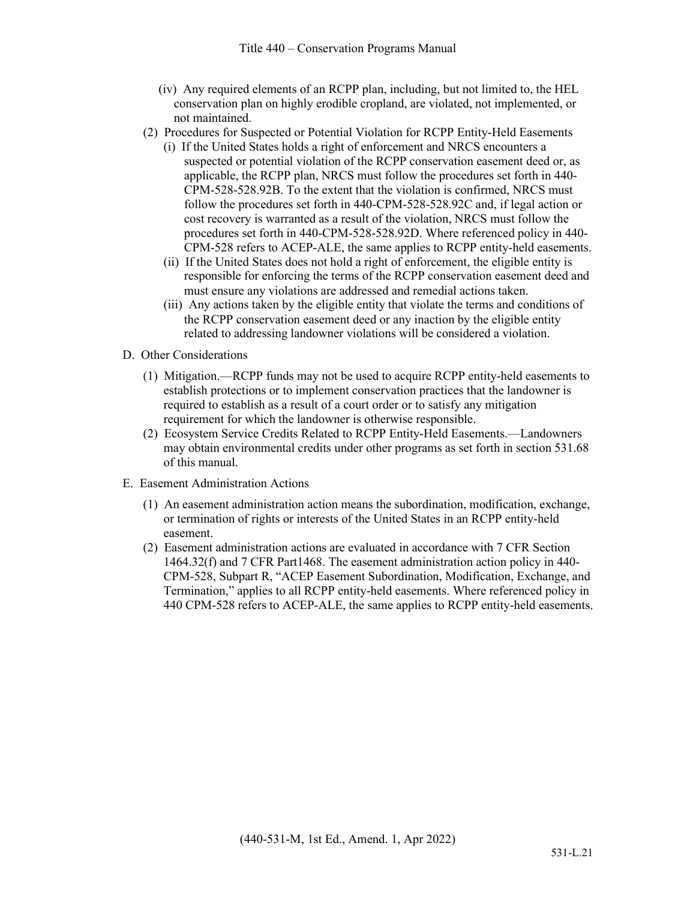(iv) Any required elements of an RCPP plan, including, but not limited to, the HEL conservation plan on highly erodible cropland, are violated, not implemented, or not maintained.

(2) Procedures for Suspected or Potential Violation for RCPP Entity-Held Easements

(i) If the United States holds a right of enforcement and NRCS encounters a suspected or potential violation of the RCPP conservation easement deed or, as applicable, the RCPP plan, NRCS must follow the procedures set forth in 440-CPM-528-528.92B. To the extent that the violation is confirmed, NRCS must follow the procedures set forth in 440-CPM-528-528.92C and, if legal action or cost recovery is warranted as a result of the violation, NRCS must follow the procedures set forth in 440-CPM-528-528.92D. Where referenced policy in 440-CPM-528 refers to ACEP-ALE, the same applies to RCPP entity-held easements.

(ii) If the United States does not hold a right of enforcement, the eligible entity is responsible for enforcing the terms of the RCPP conservation easement deed and must ensure any violations are addressed and remedial actions taken.

(iii) Any actions taken by the eligible entity that violate the terms and conditions of the RCPP conservation easement deed or any inaction by the eligible entity related to addressing landowner violations will be considered a violation.

D. Other Considerations

(1) Mitigation.—RCPP funds may not be used to acquire RCPP entity-held easements to establish protections or to implement conservation practices that the landowner is required to establish as a result of a court order or to satisfy any mitigation requirement for which the landowner is otherwise responsible.

(2) Ecosystem Service Credits Related to RCPP Entity-Held Easements.—Landowners may obtain environmental credits under other programs as set forth in section 531.68 of this manual.

E. Easement Administration Actions

(1) An easement administration action means the subordination, modification, exchange, or termination of rights or interests of the United States in an RCPP entity-held easement.

(2) Easement administration actions are evaluated in accordance with 7 CFR Section 1464.32(f) and 7 CFR Part1468. The easement administration action policy in 440-CPM-528, Subpart R, "ACEP Easement Subordination, Modification, Exchange, and Termination," applies to all RCPP entity-held easements. Where referenced policy in 440 CPM-528 refers to ACEP-ALE, the same applies to RCPP entity-held easements.

(440-531-M, 1st Ed., Amend. 1, Apr 2022)